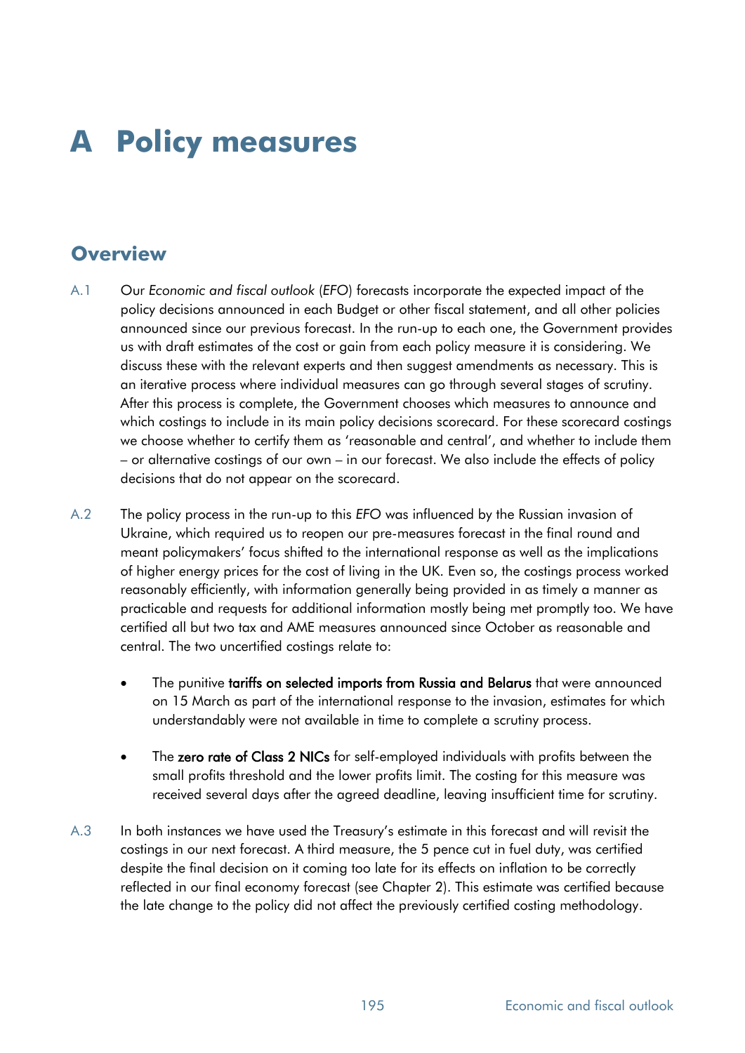# A Policy measures

## Overview

A.1 Our *Economic and fiscal outlook* (*EFO*) forecasts incorporate the expected impact of the policy decisions announced in each Budget or other fiscal statement, and all other policies announced since our previous forecast. In the run-up to each one, the Government provides us with draft estimates of the cost or gain from each policy measure it is considering. We discuss these with the relevant experts and then suggest amendments as necessary. This is an iterative process where individual measures can go through several stages of scrutiny. After this process is complete, the Government chooses which measures to announce and which costings to include in its main policy decisions scorecard. For these scorecard costings we choose whether to certify them as 'reasonable and central', and whether to include them – or alternative costings of our own – in our forecast. We also include the effects of policy decisions that do not appear on the scorecard.

A.2 The policy process in the run-up to this *EFO* was influenced by the Russian invasion of Ukraine, which required us to reopen our pre-measures forecast in the final round and meant policymakers' focus shifted to the international response as well as the implications of higher energy prices for the cost of living in the UK. Even so, the costings process worked reasonably efficiently, with information generally being provided in as timely a manner as practicable and requests for additional information mostly being met promptly too. We have certified all but two tax and AME measures announced since October as reasonable and central. The two uncertified costings relate to:

- The punitive **tariffs on selected imports from Russia and Belarus** that were announced on 15 March as part of the international response to the invasion, estimates for which understandably were not available in time to complete a scrutiny process.
- The **zero rate of Class 2 NICs** for self-employed individuals with profits between the small profits threshold and the lower profits limit. The costing for this measure was received several days after the agreed deadline, leaving insufficient time for scrutiny.

A.3 In both instances we have used the Treasury's estimate in this forecast and will revisit the costings in our next forecast. A third measure, the 5 pence cut in fuel duty, was certified despite the final decision on it coming too late for its effects on inflation to be correctly reflected in our final economy forecast (see Chapter 2). This estimate was certified because the late change to the policy did not affect the previously certified costing methodology.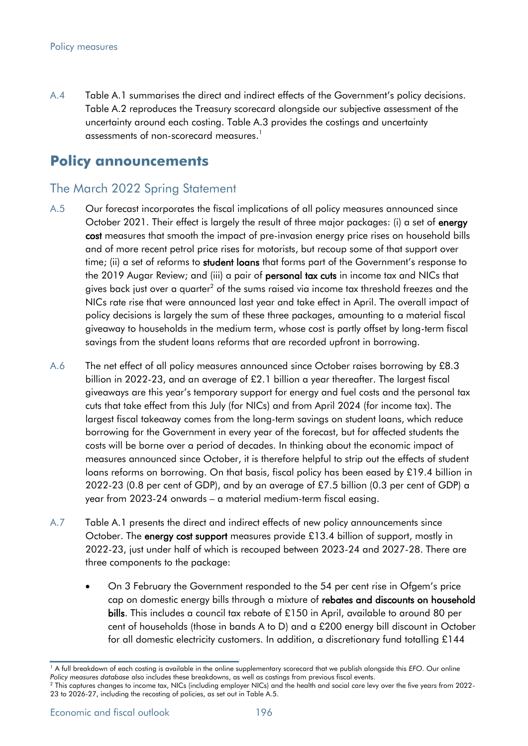A.4 Table A.1 summarises the direct and indirect effects of the Government's policy decisions. Table A.2 reproduces the Treasury scorecard alongside our subjective assessment of the uncertainty around each costing. Table A.3 provides the costings and uncertainty assessments of non-scorecard measures.[1]

## Policy announcements

### The March 2022 Spring Statement

A.5 Our forecast incorporates the fiscal implications of all policy measures announced since October 2021. Their effect is largely the result of three major packages: (i) a set of **energy cost** measures that smooth the impact of pre-invasion energy price rises on household bills and of more recent petrol price rises for motorists, but recoup some of that support over time; (ii) a set of reforms to **student loans** that forms part of the Government's response to the 2019 Augar Review; and (iii) a pair of **personal tax cuts** in income tax and NICs that gives back just over a quarter[2] of the sums raised via income tax threshold freezes and the NICs rate rise that were announced last year and take effect in April. The overall impact of policy decisions is largely the sum of these three packages, amounting to a material fiscal giveaway to households in the medium term, whose cost is partly offset by long-term fiscal savings from the student loans reforms that are recorded upfront in borrowing.

A.6 The net effect of all policy measures announced since October raises borrowing by £8.3 billion in 2022-23, and an average of £2.1 billion a year thereafter. The largest fiscal giveaways are this year's temporary support for energy and fuel costs and the personal tax cuts that take effect from this July (for NICs) and from April 2024 (for income tax). The largest fiscal takeaway comes from the long-term savings on student loans, which reduce borrowing for the Government in every year of the forecast, but for affected students the costs will be borne over a period of decades. In thinking about the economic impact of measures announced since October, it is therefore helpful to strip out the effects of student loans reforms on borrowing. On that basis, fiscal policy has been eased by £19.4 billion in 2022-23 (0.8 per cent of GDP), and by an average of £7.5 billion (0.3 per cent of GDP) a year from 2023-24 onwards – a material medium-term fiscal easing.

A.7 Table A.1 presents the direct and indirect effects of new policy announcements since October. The **energy cost support** measures provide £13.4 billion of support, mostly in 2022-23, just under half of which is recouped between 2023-24 and 2027-28. There are three components to the package:

- On 3 February the Government responded to the 54 per cent rise in Ofgem's price cap on domestic energy bills through a mixture of **rebates and discounts on household bills**. This includes a council tax rebate of £150 in April, available to around 80 per cent of households (those in bands A to D) and a £200 energy bill discount in October for all domestic electricity customers. In addition, a discretionary fund totalling £144

[1] A full breakdown of each costing is available in the online supplementary scorecard that we publish alongside this *EFO*. Our online *Policy measures database* also includes these breakdowns, as well as costings from previous fiscal events.

[2] This captures changes to income tax, NICs (including employer NICs) and the health and social care levy over the five years from 2022-23 to 2026-27, including the recosting of policies, as set out in Table A.5.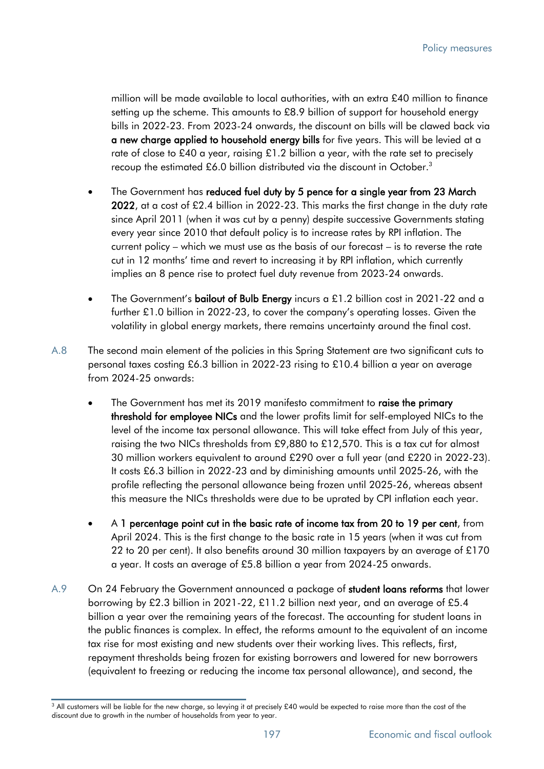million will be made available to local authorities, with an extra £40 million to finance setting up the scheme. This amounts to £8.9 billion of support for household energy bills in 2022-23. From 2023-24 onwards, the discount on bills will be clawed back via **a new charge applied to household energy bills** for five years. This will be levied at a rate of close to £40 a year, raising £1.2 billion a year, with the rate set to precisely recoup the estimated £6.0 billion distributed via the discount in October.[3]

- The Government has **reduced fuel duty by 5 pence for a single year from 23 March 2022**, at a cost of £2.4 billion in 2022-23. This marks the first change in the duty rate since April 2011 (when it was cut by a penny) despite successive Governments stating every year since 2010 that default policy is to increase rates by RPI inflation. The current policy – which we must use as the basis of our forecast – is to reverse the rate cut in 12 months' time and revert to increasing it by RPI inflation, which currently implies an 8 pence rise to protect fuel duty revenue from 2023-24 onwards.

- The Government's **bailout of Bulb Energy** incurs a £1.2 billion cost in 2021-22 and a further £1.0 billion in 2022-23, to cover the company's operating losses. Given the volatility in global energy markets, there remains uncertainty around the final cost.

A.8 The second main element of the policies in this Spring Statement are two significant cuts to personal taxes costing £6.3 billion in 2022-23 rising to £10.4 billion a year on average from 2024-25 onwards:

- The Government has met its 2019 manifesto commitment to **raise the primary threshold for employee NICs** and the lower profits limit for self-employed NICs to the level of the income tax personal allowance. This will take effect from July of this year, raising the two NICs thresholds from £9,880 to £12,570. This is a tax cut for almost 30 million workers equivalent to around £290 over a full year (and £220 in 2022-23). It costs £6.3 billion in 2022-23 and by diminishing amounts until 2025-26, with the profile reflecting the personal allowance being frozen until 2025-26, whereas absent this measure the NICs thresholds were due to be uprated by CPI inflation each year.

- A **1 percentage point cut in the basic rate of income tax from 20 to 19 per cent**, from April 2024. This is the first change to the basic rate in 15 years (when it was cut from 22 to 20 per cent). It also benefits around 30 million taxpayers by an average of £170 a year. It costs an average of £5.8 billion a year from 2024-25 onwards.

A.9 On 24 February the Government announced a package of **student loans reforms** that lower borrowing by £2.3 billion in 2021-22, £11.2 billion next year, and an average of £5.4 billion a year over the remaining years of the forecast. The accounting for student loans in the public finances is complex. In effect, the reforms amount to the equivalent of an income tax rise for most existing and new students over their working lives. This reflects, first, repayment thresholds being frozen for existing borrowers and lowered for new borrowers (equivalent to freezing or reducing the income tax personal allowance), and second, the

[3] All customers will be liable for the new charge, so levying it at precisely £40 would be expected to raise more than the cost of the discount due to growth in the number of households from year to year.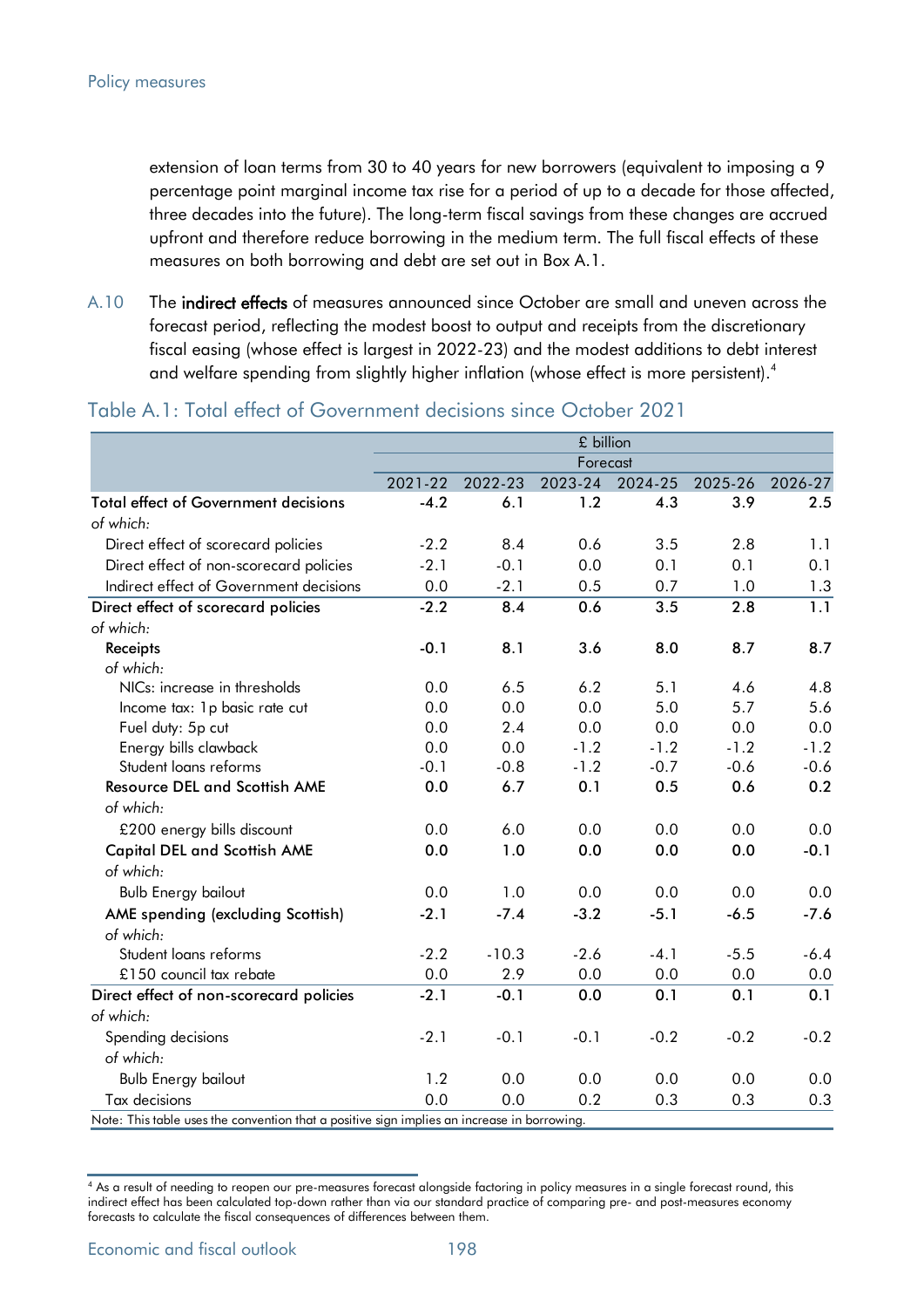extension of loan terms from 30 to 40 years for new borrowers (equivalent to imposing a 9 percentage point marginal income tax rise for a period of up to a decade for those affected, three decades into the future). The long-term fiscal savings from these changes are accrued upfront and therefore reduce borrowing in the medium term. The full fiscal effects of these measures on both borrowing and debt are set out in Box A.1.

A.10 The **indirect effects** of measures announced since October are small and uneven across the forecast period, reflecting the modest boost to output and receipts from the discretionary fiscal easing (whose effect is largest in 2022-23) and the modest additions to debt interest and welfare spending from slightly higher inflation (whose effect is more persistent).[4]

### Table A.1: Total effect of Government decisions since October 2021

| | £ billion | | | | | |
|---|---|---|---|---|---|---|
| | Forecast | | | | | |
| | 2021-22 | 2022-23 | 2023-24 | 2024-25 | 2025-26 | 2026-27 |
| **Total effect of Government decisions** | **-4.2** | **6.1** | **1.2** | **4.3** | **3.9** | **2.5** |
| *of which:* | | | | | | |
| Direct effect of scorecard policies | -2.2 | 8.4 | 0.6 | 3.5 | 2.8 | 1.1 |
| Direct effect of non-scorecard policies | -2.1 | -0.1 | 0.0 | 0.1 | 0.1 | 0.1 |
| Indirect effect of Government decisions | 0.0 | -2.1 | 0.5 | 0.7 | 1.0 | 1.3 |
| **Direct effect of scorecard policies** | **-2.2** | **8.4** | **0.6** | **3.5** | **2.8** | **1.1** |
| *of which:* | | | | | | |
| **Receipts** | **-0.1** | **8.1** | **3.6** | **8.0** | **8.7** | **8.7** |
| *of which:* | | | | | | |
| NICs: increase in thresholds | 0.0 | 6.5 | 6.2 | 5.1 | 4.6 | 4.8 |
| Income tax: 1p basic rate cut | 0.0 | 0.0 | 0.0 | 5.0 | 5.7 | 5.6 |
| Fuel duty: 5p cut | 0.0 | 2.4 | 0.0 | 0.0 | 0.0 | 0.0 |
| Energy bills clawback | 0.0 | 0.0 | -1.2 | -1.2 | -1.2 | -1.2 |
| Student loans reforms | -0.1 | -0.8 | -1.2 | -0.7 | -0.6 | -0.6 |
| **Resource DEL and Scottish AME** | **0.0** | **6.7** | **0.1** | **0.5** | **0.6** | **0.2** |
| *of which:* | | | | | | |
| £200 energy bills discount | 0.0 | 6.0 | 0.0 | 0.0 | 0.0 | 0.0 |
| **Capital DEL and Scottish AME** | **0.0** | **1.0** | **0.0** | **0.0** | **0.0** | **-0.1** |
| *of which:* | | | | | | |
| Bulb Energy bailout | 0.0 | 1.0 | 0.0 | 0.0 | 0.0 | 0.0 |
| **AME spending (excluding Scottish)** | **-2.1** | **-7.4** | **-3.2** | **-5.1** | **-6.5** | **-7.6** |
| *of which:* | | | | | | |
| Student loans reforms | -2.2 | -10.3 | -2.6 | -4.1 | -5.5 | -6.4 |
| £150 council tax rebate | 0.0 | 2.9 | 0.0 | 0.0 | 0.0 | 0.0 |
| **Direct effect of non-scorecard policies** | **-2.1** | **-0.1** | **0.0** | **0.1** | **0.1** | **0.1** |
| *of which:* | | | | | | |
| Spending decisions | -2.1 | -0.1 | -0.1 | -0.2 | -0.2 | -0.2 |
| *of which:* | | | | | | |
| Bulb Energy bailout | 1.2 | 0.0 | 0.0 | 0.0 | 0.0 | 0.0 |
| Tax decisions | 0.0 | 0.0 | 0.2 | 0.3 | 0.3 | 0.3 |

Note: This table uses the convention that a positive sign implies an increase in borrowing.

[4] As a result of needing to reopen our pre-measures forecast alongside factoring in policy measures in a single forecast round, this indirect effect has been calculated top-down rather than via our standard practice of comparing pre- and post-measures economy forecasts to calculate the fiscal consequences of differences between them.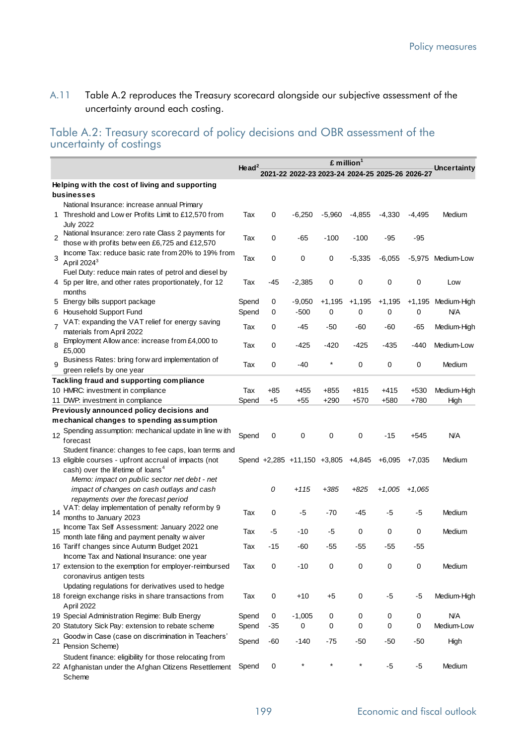A.11 Table A.2 reproduces the Treasury scorecard alongside our subjective assessment of the uncertainty around each costing.

## Table A.2: Treasury scorecard of policy decisions and OBR assessment of the uncertainty of costings

| | | Head[2] | £ million[1] | | | | | | Uncertainty |
|---|---|---|---|---|---|---|---|---|---|
| | | | 2021-22 | 2022-23 | 2023-24 | 2024-25 | 2025-26 | 2026-27 | |
| **Helping with the cost of living and supporting businesses** | | | | | | | | | |
| 1 | National Insurance: increase annual Primary Threshold and Lower Profits Limit to £12,570 from July 2022 | Tax | 0 | -6,250 | -5,960 | -4,855 | -4,330 | -4,495 | Medium |
| 2 | National Insurance: zero rate Class 2 payments for those with profits between £6,725 and £12,570 | Tax | 0 | -65 | -100 | -100 | -95 | -95 | |
| 3 | Income Tax: reduce basic rate from 20% to 19% from April 2024[3] | Tax | 0 | 0 | 0 | -5,335 | -6,055 | -5,975 | Medium-Low |
| 4 | Fuel Duty: reduce main rates of petrol and diesel by 5p per litre, and other rates proportionately, for 12 months | Tax | -45 | -2,385 | 0 | 0 | 0 | 0 | Low |
| 5 | Energy bills support package | Spend | 0 | -9,050 | +1,195 | +1,195 | +1,195 | +1,195 | Medium-High |
| 6 | Household Support Fund | Spend | 0 | -500 | 0 | 0 | 0 | 0 | N/A |
| 7 | VAT: expanding the VAT relief for energy saving materials from April 2022 | Tax | 0 | -45 | -50 | -60 | -60 | -65 | Medium-High |
| 8 | Employment Allowance: increase from £4,000 to £5,000 | Tax | 0 | -425 | -420 | -425 | -435 | -440 | Medium-Low |
| 9 | Business Rates: bring forward implementation of green reliefs by one year | Tax | 0 | -40 | * | 0 | 0 | 0 | Medium |
| **Tackling fraud and supporting compliance** | | | | | | | | | |
| 10 | HMRC: investment in compliance | Tax | +85 | +455 | +855 | +815 | +415 | +530 | Medium-High |
| 11 | DWP: investment in compliance | Spend | +5 | +55 | +290 | +570 | +580 | +780 | High |
| **Previously announced policy decisions and mechanical changes to spending assumption** | | | | | | | | | |
| 12 | Spending assumption: mechanical update in line with forecast | Spend | 0 | 0 | 0 | 0 | -15 | +545 | N/A |
| 13 | Student finance: changes to fee caps, loan terms and eligible courses - upfront accrual of impacts (not cash) over the lifetime of loans[4] | Spend | +2,285 | +11,150 | +3,805 | +4,845 | +6,095 | +7,035 | Medium |
| | *Memo: impact on public sector net debt - net impact of changes on cash outlays and cash repayments over the forecast period* | | *0* | *+115* | *+385* | *+825* | *+1,005* | *+1,065* | |
| 14 | VAT: delay implementation of penalty reform by 9 months to January 2023 | Tax | 0 | -5 | -70 | -45 | -5 | -5 | Medium |
| 15 | Income Tax Self Assessment: January 2022 one month late filing and payment penalty waiver | Tax | -5 | -10 | -5 | 0 | 0 | 0 | Medium |
| 16 | Tariff changes since Autumn Budget 2021 | Tax | -15 | -60 | -55 | -55 | -55 | -55 | |
| 17 | Income Tax and National Insurance: one year extension to the exemption for employer-reimbursed coronavirus antigen tests | Tax | 0 | -10 | 0 | 0 | 0 | 0 | Medium |
| 18 | Updating regulations for derivatives used to hedge foreign exchange risks in share transactions from April 2022 | Tax | 0 | +10 | +5 | 0 | -5 | -5 | Medium-High |
| 19 | Special Administration Regime: Bulb Energy | Spend | 0 | -1,005 | 0 | 0 | 0 | 0 | N/A |
| 20 | Statutory Sick Pay: extension to rebate scheme | Spend | -35 | 0 | 0 | 0 | 0 | 0 | Medium-Low |
| 21 | Goodwin Case (case on discrimination in Teachers' Pension Scheme) | Spend | -60 | -140 | -75 | -50 | -50 | -50 | High |
| 22 | Student finance: eligibility for those relocating from Afghanistan under the Afghan Citizens Resettlement Scheme | Spend | 0 | * | * | * | -5 | -5 | Medium |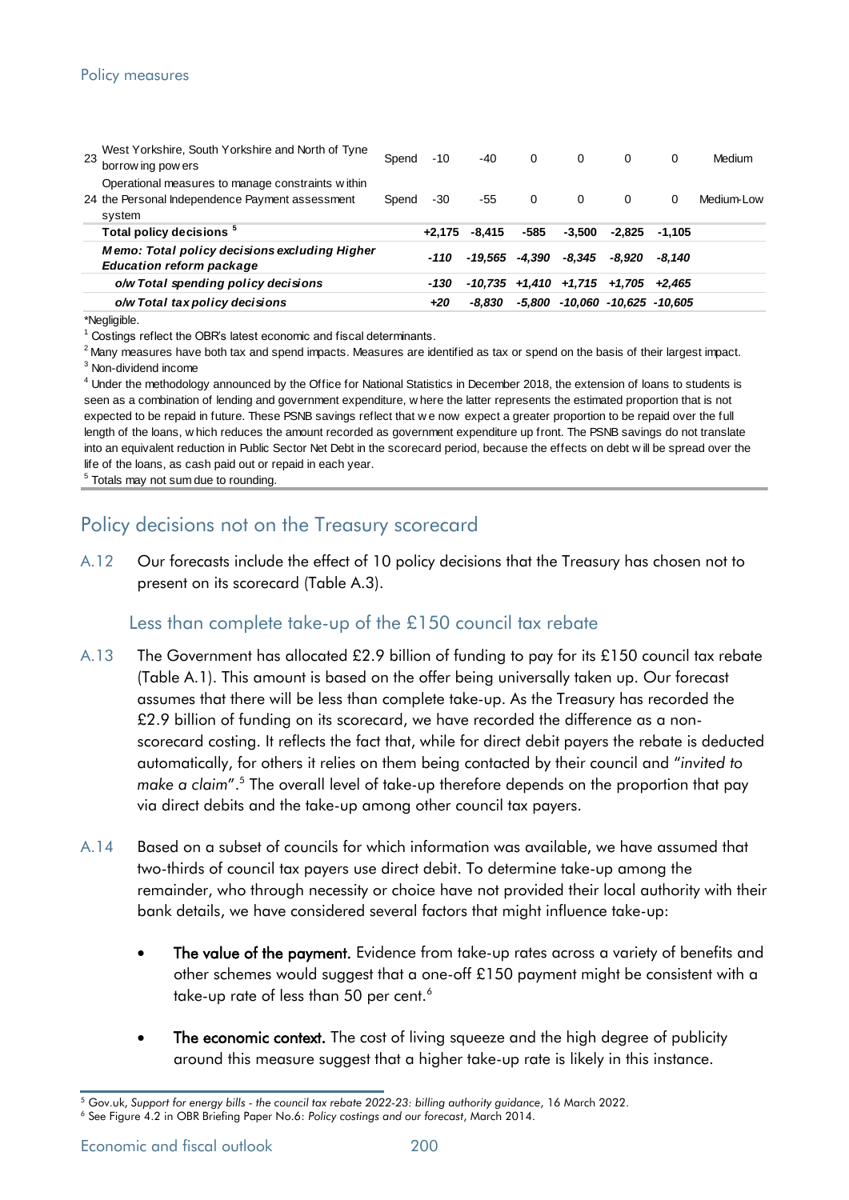| | | | | | | | | | |
|---|---|---|---|---|---|---|---|---|---|
| 23 | West Yorkshire, South Yorkshire and North of Tyne borrowing powers | Spend | -10 | -40 | 0 | 0 | 0 | 0 | Medium |
| 24 | Operational measures to manage constraints within the Personal Independence Payment assessment system | Spend | -30 | -55 | 0 | 0 | 0 | 0 | Medium-Low |
| | **Total policy decisions** [5] | | **+2,175** | **-8,415** | **-585** | **-3,500** | **-2,825** | **-1,105** | |
| | ***Memo: Total policy decisions excluding Higher Education reform package*** | | ***-110*** | ***-19,565*** | ***-4,390*** | ***-8,345*** | ***-8,920*** | ***-8,140*** | |
| | ***o/w Total spending policy decisions*** | | ***-130*** | ***-10,735*** | ***+1,410*** | ***+1,715*** | ***+1,705*** | ***+2,465*** | |
| | ***o/w Total tax policy decisions*** | | ***+20*** | ***-8,830*** | ***-5,800*** | ***-10,060*** | ***-10,625*** | ***-10,605*** | |

*Negligible.

[1] Costings reflect the OBR's latest economic and fiscal determinants.

[2] Many measures have both tax and spend impacts. Measures are identified as tax or spend on the basis of their largest impact.

[3] Non-dividend income

[4] Under the methodology announced by the Office for National Statistics in December 2018, the extension of loans to students is seen as a combination of lending and government expenditure, where the latter represents the estimated proportion that is not expected to be repaid in future. These PSNB savings reflect that we now expect a greater proportion to be repaid over the full length of the loans, which reduces the amount recorded as government expenditure up front. The PSNB savings do not translate into an equivalent reduction in Public Sector Net Debt in the scorecard period, because the effects on debt will be spread over the life of the loans, as cash paid out or repaid in each year.

[5] Totals may not sum due to rounding.

## Policy decisions not on the Treasury scorecard

A.12 Our forecasts include the effect of 10 policy decisions that the Treasury has chosen not to present on its scorecard (Table A.3).

### Less than complete take-up of the £150 council tax rebate

A.13 The Government has allocated £2.9 billion of funding to pay for its £150 council tax rebate (Table A.1). This amount is based on the offer being universally taken up. Our forecast assumes that there will be less than complete take-up. As the Treasury has recorded the £2.9 billion of funding on its scorecard, we have recorded the difference as a non-scorecard costing. It reflects the fact that, while for direct debit payers the rebate is deducted automatically, for others it relies on them being contacted by their council and "*invited to make a claim*".[5] The overall level of take-up therefore depends on the proportion that pay via direct debits and the take-up among other council tax payers.

A.14 Based on a subset of councils for which information was available, we have assumed that two-thirds of council tax payers use direct debit. To determine take-up among the remainder, who through necessity or choice have not provided their local authority with their bank details, we have considered several factors that might influence take-up:

- **The value of the payment.** Evidence from take-up rates across a variety of benefits and other schemes would suggest that a one-off £150 payment might be consistent with a take-up rate of less than 50 per cent.[6]
- **The economic context.** The cost of living squeeze and the high degree of publicity around this measure suggest that a higher take-up rate is likely in this instance.

[5] Gov.uk, *Support for energy bills - the council tax rebate 2022-23: billing authority guidance*, 16 March 2022.

[6] See Figure 4.2 in OBR Briefing Paper No.6: *Policy costings and our forecast*, March 2014.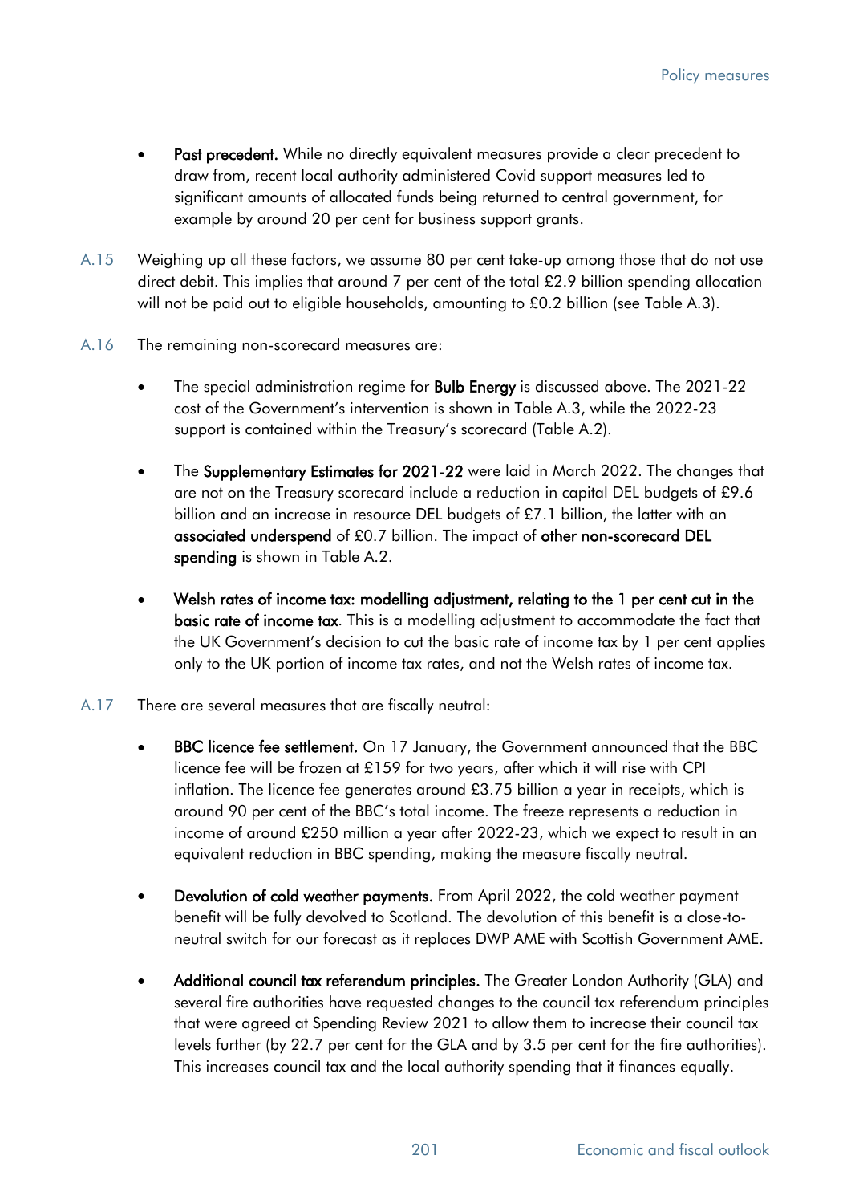- **Past precedent.** While no directly equivalent measures provide a clear precedent to draw from, recent local authority administered Covid support measures led to significant amounts of allocated funds being returned to central government, for example by around 20 per cent for business support grants.

A.15 Weighing up all these factors, we assume 80 per cent take-up among those that do not use direct debit. This implies that around 7 per cent of the total £2.9 billion spending allocation will not be paid out to eligible households, amounting to £0.2 billion (see Table A.3).

A.16 The remaining non-scorecard measures are:

- The special administration regime for **Bulb Energy** is discussed above. The 2021-22 cost of the Government's intervention is shown in Table A.3, while the 2022-23 support is contained within the Treasury's scorecard (Table A.2).
- The **Supplementary Estimates for 2021-22** were laid in March 2022. The changes that are not on the Treasury scorecard include a reduction in capital DEL budgets of £9.6 billion and an increase in resource DEL budgets of £7.1 billion, the latter with an **associated underspend** of £0.7 billion. The impact of **other non-scorecard DEL spending** is shown in Table A.2.
- **Welsh rates of income tax: modelling adjustment, relating to the 1 per cent cut in the basic rate of income tax**. This is a modelling adjustment to accommodate the fact that the UK Government's decision to cut the basic rate of income tax by 1 per cent applies only to the UK portion of income tax rates, and not the Welsh rates of income tax.

A.17 There are several measures that are fiscally neutral:

- **BBC licence fee settlement.** On 17 January, the Government announced that the BBC licence fee will be frozen at £159 for two years, after which it will rise with CPI inflation. The licence fee generates around £3.75 billion a year in receipts, which is around 90 per cent of the BBC's total income. The freeze represents a reduction in income of around £250 million a year after 2022-23, which we expect to result in an equivalent reduction in BBC spending, making the measure fiscally neutral.
- **Devolution of cold weather payments.** From April 2022, the cold weather payment benefit will be fully devolved to Scotland. The devolution of this benefit is a close-to-neutral switch for our forecast as it replaces DWP AME with Scottish Government AME.
- **Additional council tax referendum principles.** The Greater London Authority (GLA) and several fire authorities have requested changes to the council tax referendum principles that were agreed at Spending Review 2021 to allow them to increase their council tax levels further (by 22.7 per cent for the GLA and by 3.5 per cent for the fire authorities). This increases council tax and the local authority spending that it finances equally.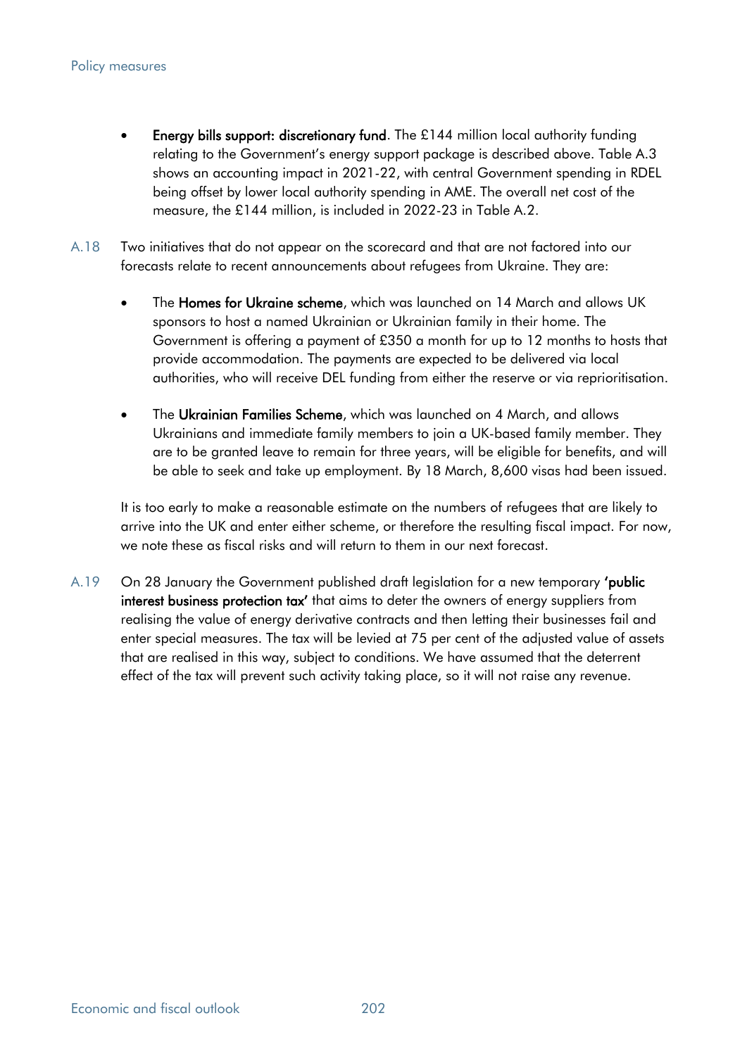- **Energy bills support: discretionary fund**. The £144 million local authority funding relating to the Government's energy support package is described above. Table A.3 shows an accounting impact in 2021-22, with central Government spending in RDEL being offset by lower local authority spending in AME. The overall net cost of the measure, the £144 million, is included in 2022-23 in Table A.2.

A.18 Two initiatives that do not appear on the scorecard and that are not factored into our forecasts relate to recent announcements about refugees from Ukraine. They are:

- The **Homes for Ukraine scheme**, which was launched on 14 March and allows UK sponsors to host a named Ukrainian or Ukrainian family in their home. The Government is offering a payment of £350 a month for up to 12 months to hosts that provide accommodation. The payments are expected to be delivered via local authorities, who will receive DEL funding from either the reserve or via reprioritisation.
- The **Ukrainian Families Scheme**, which was launched on 4 March, and allows Ukrainians and immediate family members to join a UK-based family member. They are to be granted leave to remain for three years, will be eligible for benefits, and will be able to seek and take up employment. By 18 March, 8,600 visas had been issued.

It is too early to make a reasonable estimate on the numbers of refugees that are likely to arrive into the UK and enter either scheme, or therefore the resulting fiscal impact. For now, we note these as fiscal risks and will return to them in our next forecast.

A.19 On 28 January the Government published draft legislation for a new temporary **'public interest business protection tax'** that aims to deter the owners of energy suppliers from realising the value of energy derivative contracts and then letting their businesses fail and enter special measures. The tax will be levied at 75 per cent of the adjusted value of assets that are realised in this way, subject to conditions. We have assumed that the deterrent effect of the tax will prevent such activity taking place, so it will not raise any revenue.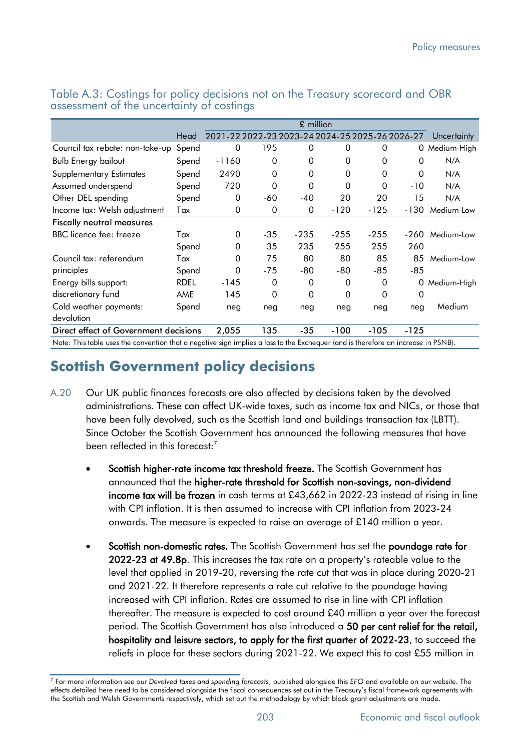Table A.3: Costings for policy decisions not on the Treasury scorecard and OBR assessment of the uncertainty of costings

| | Head | £ million | | | | | | Uncertainty |
|---|---|---|---|---|---|---|---|---|
| | | 2021-22 | 2022-23 | 2023-24 | 2024-25 | 2025-26 | 2026-27 | |
| Council tax rebate: non-take-up | Spend | 0 | 195 | 0 | 0 | 0 | 0 | Medium-High |
| Bulb Energy bailout | Spend | -1160 | 0 | 0 | 0 | 0 | 0 | N/A |
| Supplementary Estimates | Spend | 2490 | 0 | 0 | 0 | 0 | 0 | N/A |
| Assumed underspend | Spend | 720 | 0 | 0 | 0 | 0 | -10 | N/A |
| Other DEL spending | Spend | 0 | -60 | -40 | 20 | 20 | 15 | N/A |
| Income tax: Welsh adjustment | Tax | 0 | 0 | 0 | -120 | -125 | -130 | Medium-Low |
| **Fiscally neutral measures** | | | | | | | | |
| BBC licence fee: freeze | Tax | 0 | -35 | -235 | -255 | -255 | -260 | Medium-Low |
| | Spend | 0 | 35 | 235 | 255 | 255 | 260 | |
| Council tax: referendum | Tax | 0 | 75 | 80 | 80 | 85 | 85 | Medium-Low |
| principles | Spend | 0 | -75 | -80 | -80 | -85 | -85 | |
| Energy bills support: | RDEL | -145 | 0 | 0 | 0 | 0 | 0 | Medium-High |
| discretionary fund | AME | 145 | 0 | 0 | 0 | 0 | 0 | |
| Cold weather payments: devolution | Spend | neg | neg | neg | neg | neg | neg | Medium |
| **Direct effect of Government decisions** | | **2,055** | **135** | **-35** | **-100** | **-105** | **-125** | |

Note: This table uses the convention that a negative sign implies a loss to the Exchequer (and is therefore an increase in PSNB).

## Scottish Government policy decisions

A.20 Our UK public finances forecasts are also affected by decisions taken by the devolved administrations. These can affect UK-wide taxes, such as income tax and NICs, or those that have been fully devolved, such as the Scottish land and buildings transaction tax (LBTT). Since October the Scottish Government has announced the following measures that have been reflected in this forecast:[7]

- **Scottish higher-rate income tax threshold freeze.** The Scottish Government has announced that the **higher-rate threshold for Scottish non-savings, non-dividend income tax will be frozen** in cash terms at £43,662 in 2022-23 instead of rising in line with CPI inflation. It is then assumed to increase with CPI inflation from 2023-24 onwards. The measure is expected to raise an average of £140 million a year.

- **Scottish non-domestic rates.** The Scottish Government has set the **poundage rate for 2022-23 at 49.8p**. This increases the tax rate on a property's rateable value to the level that applied in 2019-20, reversing the rate cut that was in place during 2020-21 and 2021-22. It therefore represents a rate cut relative to the poundage having increased with CPI inflation. Rates are assumed to rise in line with CPI inflation thereafter. The measure is expected to cost around £40 million a year over the forecast period. The Scottish Government has also introduced a **50 per cent relief for the retail, hospitality and leisure sectors, to apply for the first quarter of 2022-23**, to succeed the reliefs in place for these sectors during 2021-22. We expect this to cost £55 million in

[7] For more information see our *Devolved taxes and spending forecasts*, published alongside this *EFO* and available on our website. The effects detailed here need to be considered alongside the fiscal consequences set out in the Treasury's fiscal framework agreements with the Scottish and Welsh Governments respectively, which set out the methodology by which block grant adjustments are made.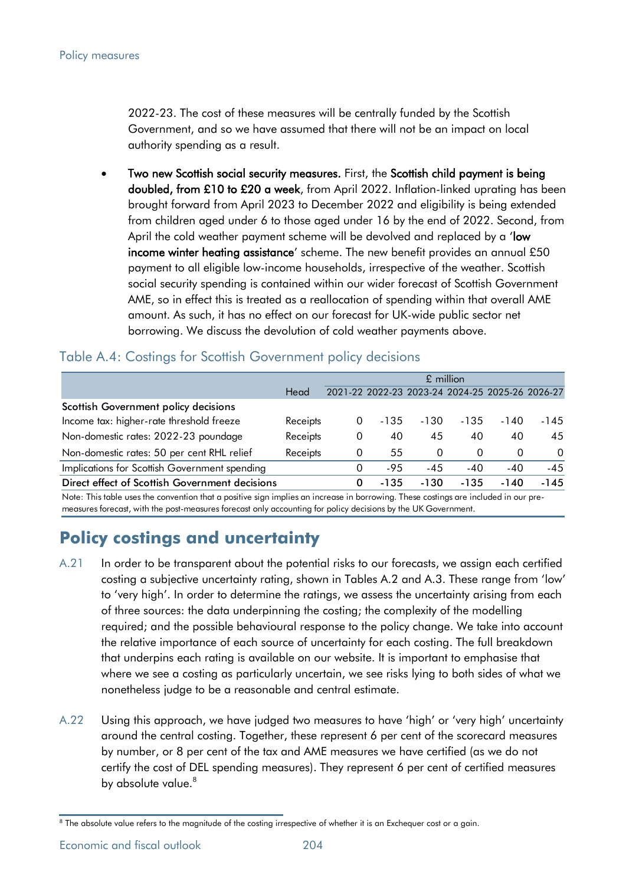2022-23. The cost of these measures will be centrally funded by the Scottish Government, and so we have assumed that there will not be an impact on local authority spending as a result.

- **Two new Scottish social security measures.** First, the **Scottish child payment is being doubled, from £10 to £20 a week**, from April 2022. Inflation-linked uprating has been brought forward from April 2023 to December 2022 and eligibility is being extended from children aged under 6 to those aged under 16 by the end of 2022. Second, from April the cold weather payment scheme will be devolved and replaced by a '**low income winter heating assistance**' scheme. The new benefit provides an annual £50 payment to all eligible low-income households, irrespective of the weather. Scottish social security spending is contained within our wider forecast of Scottish Government AME, so in effect this is treated as a reallocation of spending within that overall AME amount. As such, it has no effect on our forecast for UK-wide public sector net borrowing. We discuss the devolution of cold weather payments above.

### Table A.4: Costings for Scottish Government policy decisions

| | | £ million | | | | | |
|---|---|---|---|---|---|---|---|
| | Head | 2021-22 | 2022-23 | 2023-24 | 2024-25 | 2025-26 | 2026-27 |
| **Scottish Government policy decisions** | | | | | | | |
| Income tax: higher-rate threshold freeze | Receipts | 0 | -135 | -130 | -135 | -140 | -145 |
| Non-domestic rates: 2022-23 poundage | Receipts | 0 | 40 | 45 | 40 | 40 | 45 |
| Non-domestic rates: 50 per cent RHL relief | Receipts | 0 | 55 | 0 | 0 | 0 | 0 |
| Implications for Scottish Government spending | | 0 | -95 | -45 | -40 | -40 | -45 |
| **Direct effect of Scottish Government decisions** | | **0** | **-135** | **-130** | **-135** | **-140** | **-145** |

Note: This table uses the convention that a positive sign implies an increase in borrowing. These costings are included in our pre-measures forecast, with the post-measures forecast only accounting for policy decisions by the UK Government.

## Policy costings and uncertainty

A.21 In order to be transparent about the potential risks to our forecasts, we assign each certified costing a subjective uncertainty rating, shown in Tables A.2 and A.3. These range from 'low' to 'very high'. In order to determine the ratings, we assess the uncertainty arising from each of three sources: the data underpinning the costing; the complexity of the modelling required; and the possible behavioural response to the policy change. We take into account the relative importance of each source of uncertainty for each costing. The full breakdown that underpins each rating is available on our website. It is important to emphasise that where we see a costing as particularly uncertain, we see risks lying to both sides of what we nonetheless judge to be a reasonable and central estimate.

A.22 Using this approach, we have judged two measures to have 'high' or 'very high' uncertainty around the central costing. Together, these represent 6 per cent of the scorecard measures by number, or 8 per cent of the tax and AME measures we have certified (as we do not certify the cost of DEL spending measures). They represent 6 per cent of certified measures by absolute value.[8]

[8] The absolute value refers to the magnitude of the costing irrespective of whether it is an Exchequer cost or a gain.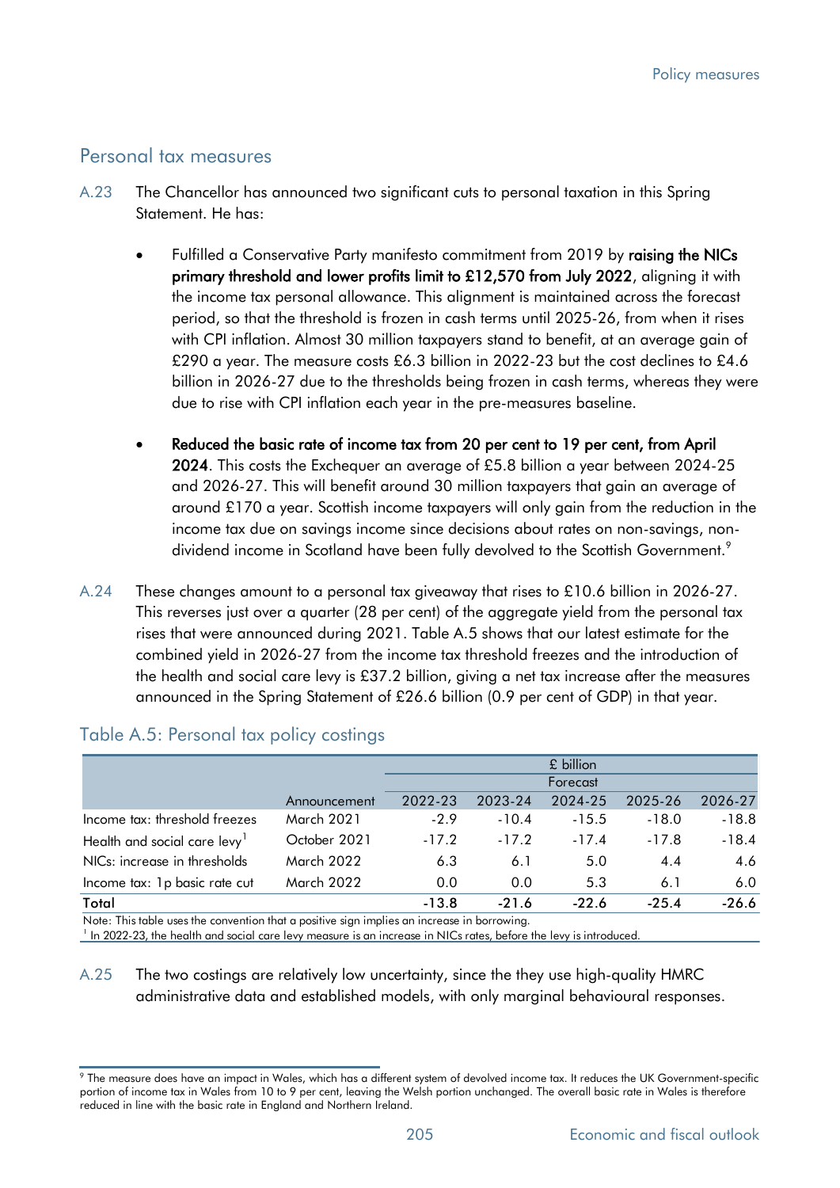## Personal tax measures

A.23 The Chancellor has announced two significant cuts to personal taxation in this Spring Statement. He has:

- Fulfilled a Conservative Party manifesto commitment from 2019 by **raising the NICs primary threshold and lower profits limit to £12,570 from July 2022**, aligning it with the income tax personal allowance. This alignment is maintained across the forecast period, so that the threshold is frozen in cash terms until 2025-26, from when it rises with CPI inflation. Almost 30 million taxpayers stand to benefit, at an average gain of £290 a year. The measure costs £6.3 billion in 2022-23 but the cost declines to £4.6 billion in 2026-27 due to the thresholds being frozen in cash terms, whereas they were due to rise with CPI inflation each year in the pre-measures baseline.

- **Reduced the basic rate of income tax from 20 per cent to 19 per cent, from April 2024**. This costs the Exchequer an average of £5.8 billion a year between 2024-25 and 2026-27. This will benefit around 30 million taxpayers that gain an average of around £170 a year. Scottish income taxpayers will only gain from the reduction in the income tax due on savings income since decisions about rates on non-savings, non-dividend income in Scotland have been fully devolved to the Scottish Government.[9]

A.24 These changes amount to a personal tax giveaway that rises to £10.6 billion in 2026-27. This reverses just over a quarter (28 per cent) of the aggregate yield from the personal tax rises that were announced during 2021. Table A.5 shows that our latest estimate for the combined yield in 2026-27 from the income tax threshold freezes and the introduction of the health and social care levy is £37.2 billion, giving a net tax increase after the measures announced in the Spring Statement of £26.6 billion (0.9 per cent of GDP) in that year.

### Table A.5: Personal tax policy costings

| | | £ billion | | | | |
|---|---|---|---|---|---|---|
| | | Forecast | | | | |
| | Announcement | 2022-23 | 2023-24 | 2024-25 | 2025-26 | 2026-27 |
| Income tax: threshold freezes | March 2021 | -2.9 | -10.4 | -15.5 | -18.0 | -18.8 |
| Health and social care levy[1] | October 2021 | -17.2 | -17.2 | -17.4 | -17.8 | -18.4 |
| NICs: increase in thresholds | March 2022 | 6.3 | 6.1 | 5.0 | 4.4 | 4.6 |
| Income tax: 1p basic rate cut | March 2022 | 0.0 | 0.0 | 5.3 | 6.1 | 6.0 |
| **Total** | | **-13.8** | **-21.6** | **-22.6** | **-25.4** | **-26.6** |

Note: This table uses the convention that a positive sign implies an increase in borrowing.
[1] In 2022-23, the health and social care levy measure is an increase in NICs rates, before the levy is introduced.

A.25 The two costings are relatively low uncertainty, since the they use high-quality HMRC administrative data and established models, with only marginal behavioural responses.

[9] The measure does have an impact in Wales, which has a different system of devolved income tax. It reduces the UK Government-specific portion of income tax in Wales from 10 to 9 per cent, leaving the Welsh portion unchanged. The overall basic rate in Wales is therefore reduced in line with the basic rate in England and Northern Ireland.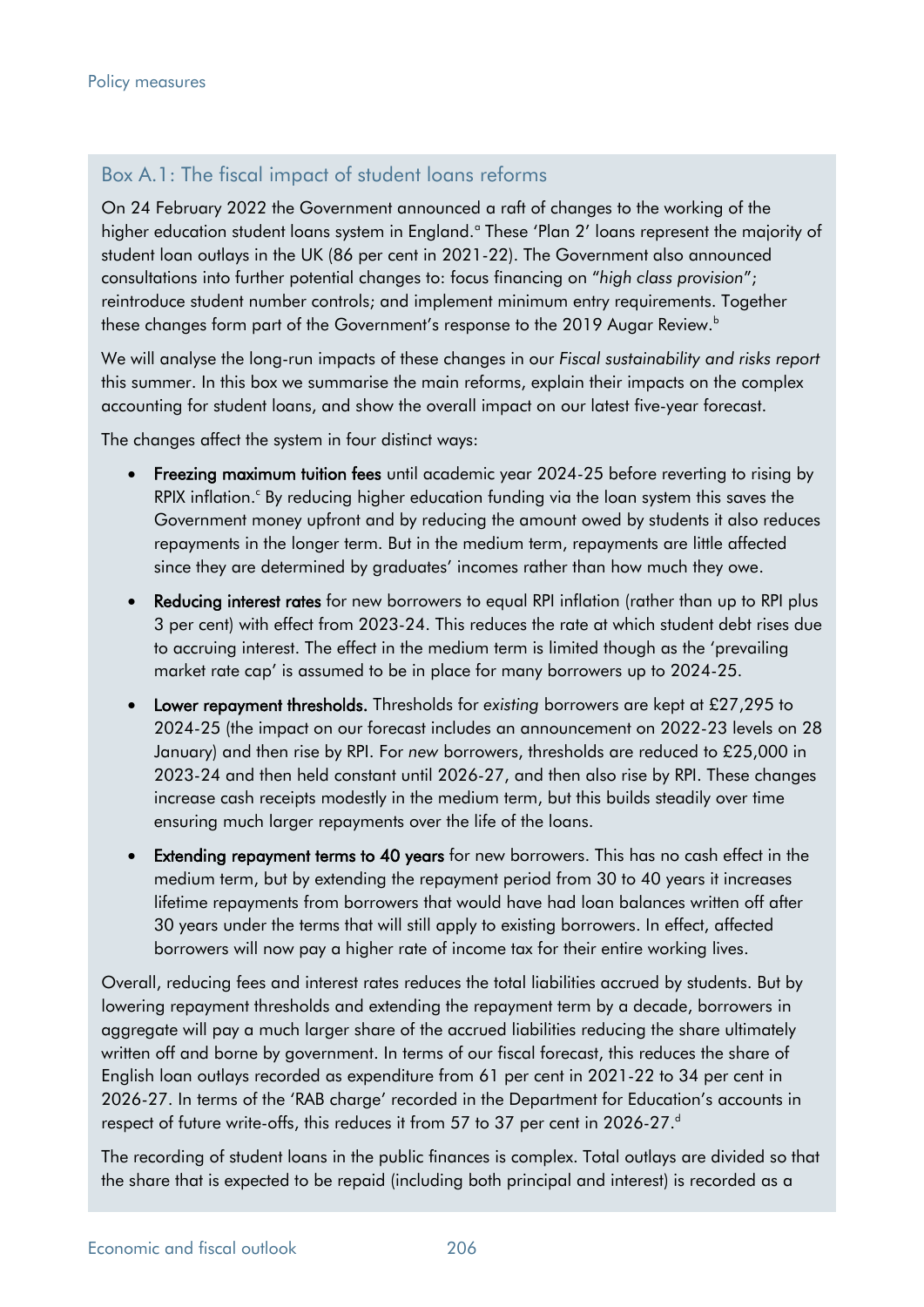## Box A.1: The fiscal impact of student loans reforms

On 24 February 2022 the Government announced a raft of changes to the working of the higher education student loans system in England.[a] These 'Plan 2' loans represent the majority of student loan outlays in the UK (86 per cent in 2021-22). The Government also announced consultations into further potential changes to: focus financing on "*high class provision*"; reintroduce student number controls; and implement minimum entry requirements. Together these changes form part of the Government's response to the 2019 Augar Review.[b]

We will analyse the long-run impacts of these changes in our *Fiscal sustainability and risks report* this summer. In this box we summarise the main reforms, explain their impacts on the complex accounting for student loans, and show the overall impact on our latest five-year forecast.

The changes affect the system in four distinct ways:

- **Freezing maximum tuition fees** until academic year 2024-25 before reverting to rising by RPIX inflation.[c] By reducing higher education funding via the loan system this saves the Government money upfront and by reducing the amount owed by students it also reduces repayments in the longer term. But in the medium term, repayments are little affected since they are determined by graduates' incomes rather than how much they owe.
- **Reducing interest rates** for new borrowers to equal RPI inflation (rather than up to RPI plus 3 per cent) with effect from 2023-24. This reduces the rate at which student debt rises due to accruing interest. The effect in the medium term is limited though as the 'prevailing market rate cap' is assumed to be in place for many borrowers up to 2024-25.
- **Lower repayment thresholds.** Thresholds for *existing* borrowers are kept at £27,295 to 2024-25 (the impact on our forecast includes an announcement on 2022-23 levels on 28 January) and then rise by RPI. For *new* borrowers, thresholds are reduced to £25,000 in 2023-24 and then held constant until 2026-27, and then also rise by RPI. These changes increase cash receipts modestly in the medium term, but this builds steadily over time ensuring much larger repayments over the life of the loans.
- **Extending repayment terms to 40 years** for new borrowers. This has no cash effect in the medium term, but by extending the repayment period from 30 to 40 years it increases lifetime repayments from borrowers that would have had loan balances written off after 30 years under the terms that will still apply to existing borrowers. In effect, affected borrowers will now pay a higher rate of income tax for their entire working lives.

Overall, reducing fees and interest rates reduces the total liabilities accrued by students. But by lowering repayment thresholds and extending the repayment term by a decade, borrowers in aggregate will pay a much larger share of the accrued liabilities reducing the share ultimately written off and borne by government. In terms of our fiscal forecast, this reduces the share of English loan outlays recorded as expenditure from 61 per cent in 2021-22 to 34 per cent in 2026-27. In terms of the 'RAB charge' recorded in the Department for Education's accounts in respect of future write-offs, this reduces it from 57 to 37 per cent in 2026-27.[d]

The recording of student loans in the public finances is complex. Total outlays are divided so that the share that is expected to be repaid (including both principal and interest) is recorded as a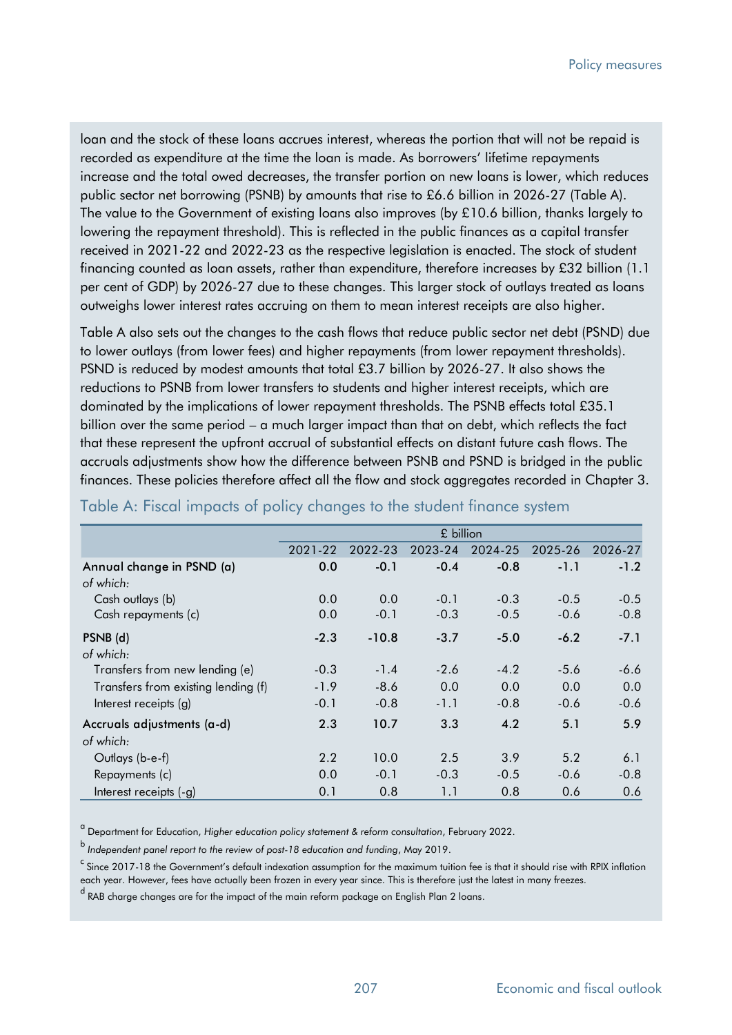loan and the stock of these loans accrues interest, whereas the portion that will not be repaid is recorded as expenditure at the time the loan is made. As borrowers' lifetime repayments increase and the total owed decreases, the transfer portion on new loans is lower, which reduces public sector net borrowing (PSNB) by amounts that rise to £6.6 billion in 2026-27 (Table A). The value to the Government of existing loans also improves (by £10.6 billion, thanks largely to lowering the repayment threshold). This is reflected in the public finances as a capital transfer received in 2021-22 and 2022-23 as the respective legislation is enacted. The stock of student financing counted as loan assets, rather than expenditure, therefore increases by £32 billion (1.1 per cent of GDP) by 2026-27 due to these changes. This larger stock of outlays treated as loans outweighs lower interest rates accruing on them to mean interest receipts are also higher.

Table A also sets out the changes to the cash flows that reduce public sector net debt (PSND) due to lower outlays (from lower fees) and higher repayments (from lower repayment thresholds). PSND is reduced by modest amounts that total £3.7 billion by 2026-27. It also shows the reductions to PSNB from lower transfers to students and higher interest receipts, which are dominated by the implications of lower repayment thresholds. The PSNB effects total £35.1 billion over the same period – a much larger impact than that on debt, which reflects the fact that these represent the upfront accrual of substantial effects on distant future cash flows. The accruals adjustments show how the difference between PSNB and PSND is bridged in the public finances. These policies therefore affect all the flow and stock aggregates recorded in Chapter 3.

## Table A: Fiscal impacts of policy changes to the student finance system

| | £ billion | | | | | |
|---|---|---|---|---|---|---|
| | 2021-22 | 2022-23 | 2023-24 | 2024-25 | 2025-26 | 2026-27 |
| **Annual change in PSND (a)** | **0.0** | **-0.1** | **-0.4** | **-0.8** | **-1.1** | **-1.2** |
| *of which:* | | | | | | |
| Cash outlays (b) | 0.0 | 0.0 | -0.1 | -0.3 | -0.5 | -0.5 |
| Cash repayments (c) | 0.0 | -0.1 | -0.3 | -0.5 | -0.6 | -0.8 |
| **PSNB (d)** | **-2.3** | **-10.8** | **-3.7** | **-5.0** | **-6.2** | **-7.1** |
| *of which:* | | | | | | |
| Transfers from new lending (e) | -0.3 | -1.4 | -2.6 | -4.2 | -5.6 | -6.6 |
| Transfers from existing lending (f) | -1.9 | -8.6 | 0.0 | 0.0 | 0.0 | 0.0 |
| Interest receipts (g) | -0.1 | -0.8 | -1.1 | -0.8 | -0.6 | -0.6 |
| **Accruals adjustments (a-d)** | **2.3** | **10.7** | **3.3** | **4.2** | **5.1** | **5.9** |
| *of which:* | | | | | | |
| Outlays (b-e-f) | 2.2 | 10.0 | 2.5 | 3.9 | 5.2 | 6.1 |
| Repayments (c) | 0.0 | -0.1 | -0.3 | -0.5 | -0.6 | -0.8 |
| Interest receipts (-g) | 0.1 | 0.8 | 1.1 | 0.8 | 0.6 | 0.6 |

[a] Department for Education, *Higher education policy statement & reform consultation*, February 2022.

[b] *Independent panel report to the review of post-18 education and funding*, May 2019.

[c] Since 2017-18 the Government's default indexation assumption for the maximum tuition fee is that it should rise with RPIX inflation each year. However, fees have actually been frozen in every year since. This is therefore just the latest in many freezes.

[d] RAB charge changes are for the impact of the main reform package on English Plan 2 loans.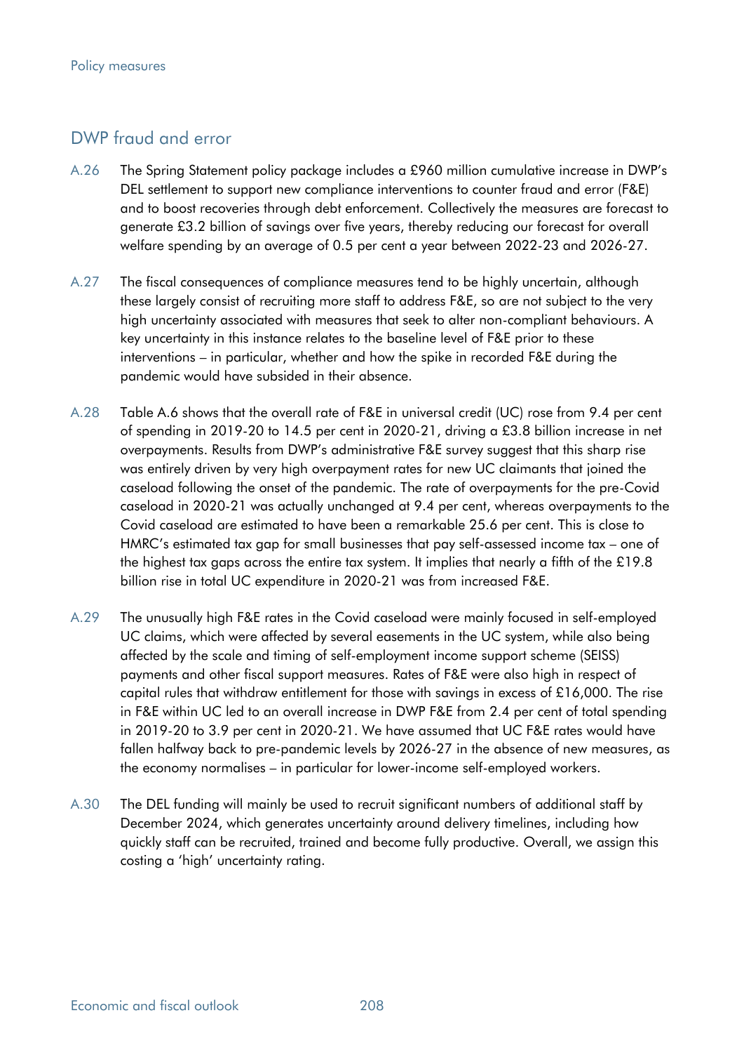## DWP fraud and error

A.26 The Spring Statement policy package includes a £960 million cumulative increase in DWP's DEL settlement to support new compliance interventions to counter fraud and error (F&E) and to boost recoveries through debt enforcement. Collectively the measures are forecast to generate £3.2 billion of savings over five years, thereby reducing our forecast for overall welfare spending by an average of 0.5 per cent a year between 2022-23 and 2026-27.

A.27 The fiscal consequences of compliance measures tend to be highly uncertain, although these largely consist of recruiting more staff to address F&E, so are not subject to the very high uncertainty associated with measures that seek to alter non-compliant behaviours. A key uncertainty in this instance relates to the baseline level of F&E prior to these interventions – in particular, whether and how the spike in recorded F&E during the pandemic would have subsided in their absence.

A.28 Table A.6 shows that the overall rate of F&E in universal credit (UC) rose from 9.4 per cent of spending in 2019-20 to 14.5 per cent in 2020-21, driving a £3.8 billion increase in net overpayments. Results from DWP's administrative F&E survey suggest that this sharp rise was entirely driven by very high overpayment rates for new UC claimants that joined the caseload following the onset of the pandemic. The rate of overpayments for the pre-Covid caseload in 2020-21 was actually unchanged at 9.4 per cent, whereas overpayments to the Covid caseload are estimated to have been a remarkable 25.6 per cent. This is close to HMRC's estimated tax gap for small businesses that pay self-assessed income tax – one of the highest tax gaps across the entire tax system. It implies that nearly a fifth of the £19.8 billion rise in total UC expenditure in 2020-21 was from increased F&E.

A.29 The unusually high F&E rates in the Covid caseload were mainly focused in self-employed UC claims, which were affected by several easements in the UC system, while also being affected by the scale and timing of self-employment income support scheme (SEISS) payments and other fiscal support measures. Rates of F&E were also high in respect of capital rules that withdraw entitlement for those with savings in excess of £16,000. The rise in F&E within UC led to an overall increase in DWP F&E from 2.4 per cent of total spending in 2019-20 to 3.9 per cent in 2020-21. We have assumed that UC F&E rates would have fallen halfway back to pre-pandemic levels by 2026-27 in the absence of new measures, as the economy normalises – in particular for lower-income self-employed workers.

A.30 The DEL funding will mainly be used to recruit significant numbers of additional staff by December 2024, which generates uncertainty around delivery timelines, including how quickly staff can be recruited, trained and become fully productive. Overall, we assign this costing a 'high' uncertainty rating.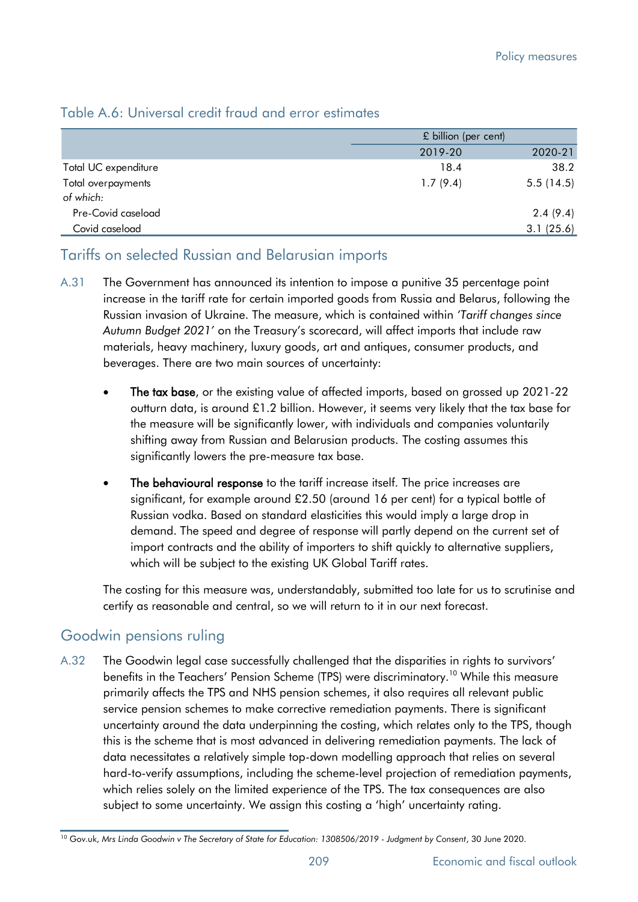### Table A.6: Universal credit fraud and error estimates

| | £ billion (per cent) | |
|---|---|---|
| | 2019-20 | 2020-21 |
| Total UC expenditure | 18.4 | 38.2 |
| Total overpayments | 1.7 (9.4) | 5.5 (14.5) |
| *of which:* | | |
| Pre-Covid caseload | | 2.4 (9.4) |
| Covid caseload | | 3.1 (25.6) |

## Tariffs on selected Russian and Belarusian imports

A.31 The Government has announced its intention to impose a punitive 35 percentage point increase in the tariff rate for certain imported goods from Russia and Belarus, following the Russian invasion of Ukraine. The measure, which is contained within *'Tariff changes since Autumn Budget 2021'* on the Treasury's scorecard, will affect imports that include raw materials, heavy machinery, luxury goods, art and antiques, consumer products, and beverages. There are two main sources of uncertainty:

- **The tax base**, or the existing value of affected imports, based on grossed up 2021-22 outturn data, is around £1.2 billion. However, it seems very likely that the tax base for the measure will be significantly lower, with individuals and companies voluntarily shifting away from Russian and Belarusian products. The costing assumes this significantly lowers the pre-measure tax base.
- **The behavioural response** to the tariff increase itself. The price increases are significant, for example around £2.50 (around 16 per cent) for a typical bottle of Russian vodka. Based on standard elasticities this would imply a large drop in demand. The speed and degree of response will partly depend on the current set of import contracts and the ability of importers to shift quickly to alternative suppliers, which will be subject to the existing UK Global Tariff rates.

The costing for this measure was, understandably, submitted too late for us to scrutinise and certify as reasonable and central, so we will return to it in our next forecast.

## Goodwin pensions ruling

A.32 The Goodwin legal case successfully challenged that the disparities in rights to survivors' benefits in the Teachers' Pension Scheme (TPS) were discriminatory.[10] While this measure primarily affects the TPS and NHS pension schemes, it also requires all relevant public service pension schemes to make corrective remediation payments. There is significant uncertainty around the data underpinning the costing, which relates only to the TPS, though this is the scheme that is most advanced in delivering remediation payments. The lack of data necessitates a relatively simple top-down modelling approach that relies on several hard-to-verify assumptions, including the scheme-level projection of remediation payments, which relies solely on the limited experience of the TPS. The tax consequences are also subject to some uncertainty. We assign this costing a 'high' uncertainty rating.

[10] Gov.uk, *Mrs Linda Goodwin v The Secretary of State for Education: 1308506/2019 - Judgment by Consent*, 30 June 2020.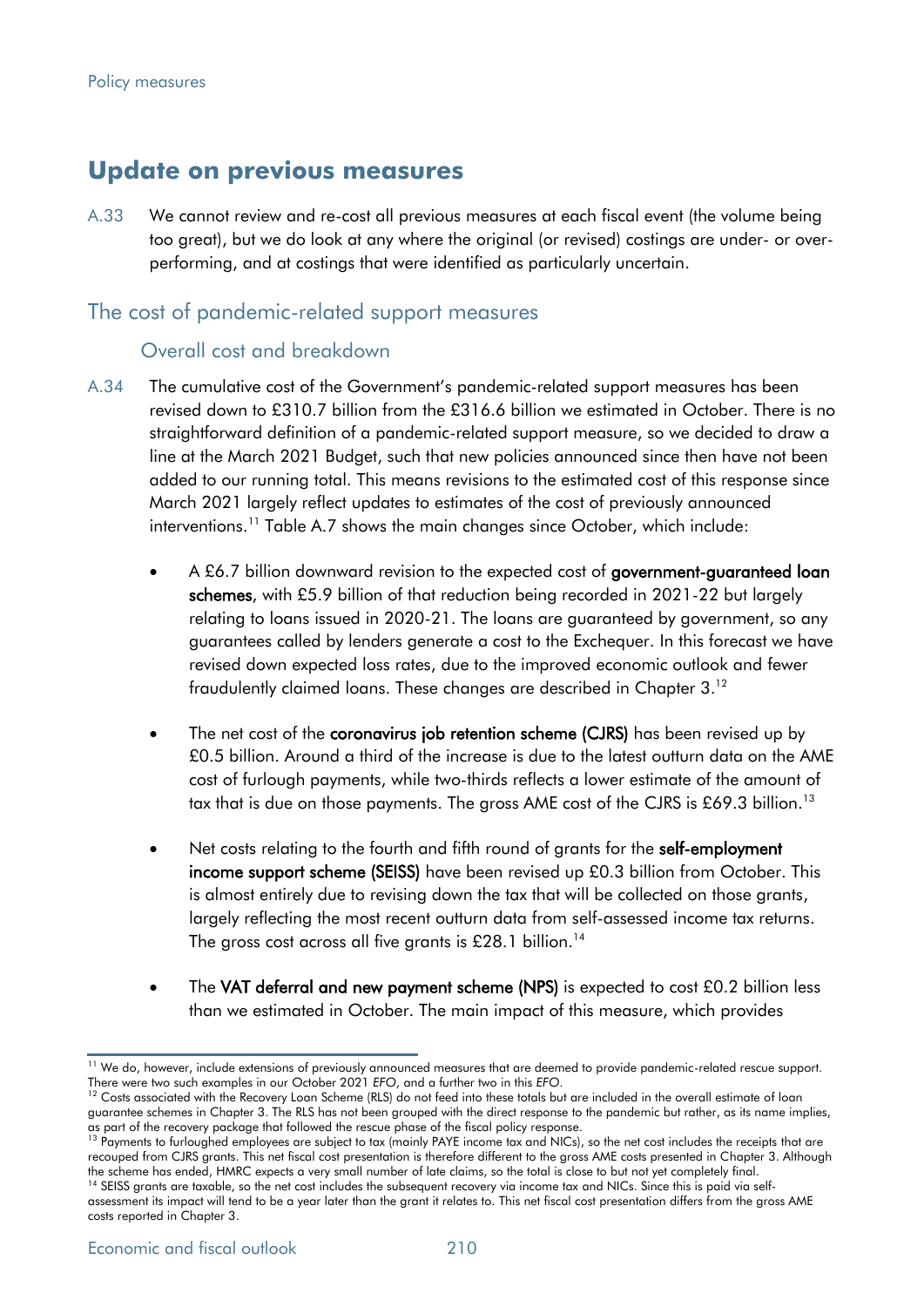## Update on previous measures

A.33 We cannot review and re-cost all previous measures at each fiscal event (the volume being too great), but we do look at any where the original (or revised) costings are under- or over-performing, and at costings that were identified as particularly uncertain.

### The cost of pandemic-related support measures

#### Overall cost and breakdown

A.34 The cumulative cost of the Government's pandemic-related support measures has been revised down to £310.7 billion from the £316.6 billion we estimated in October. There is no straightforward definition of a pandemic-related support measure, so we decided to draw a line at the March 2021 Budget, such that new policies announced since then have not been added to our running total. This means revisions to the estimated cost of this response since March 2021 largely reflect updates to estimates of the cost of previously announced interventions.[11] Table A.7 shows the main changes since October, which include:

- A £6.7 billion downward revision to the expected cost of **government-guaranteed loan schemes**, with £5.9 billion of that reduction being recorded in 2021-22 but largely relating to loans issued in 2020-21. The loans are guaranteed by government, so any guarantees called by lenders generate a cost to the Exchequer. In this forecast we have revised down expected loss rates, due to the improved economic outlook and fewer fraudulently claimed loans. These changes are described in Chapter 3.[12]

- The net cost of the **coronavirus job retention scheme (CJRS)** has been revised up by £0.5 billion. Around a third of the increase is due to the latest outturn data on the AME cost of furlough payments, while two-thirds reflects a lower estimate of the amount of tax that is due on those payments. The gross AME cost of the CJRS is £69.3 billion.[13]

- Net costs relating to the fourth and fifth round of grants for the **self-employment income support scheme (SEISS)** have been revised up £0.3 billion from October. This is almost entirely due to revising down the tax that will be collected on those grants, largely reflecting the most recent outturn data from self-assessed income tax returns. The gross cost across all five grants is £28.1 billion.[14]

- The **VAT deferral and new payment scheme (NPS)** is expected to cost £0.2 billion less than we estimated in October. The main impact of this measure, which provides

---

[11] We do, however, include extensions of previously announced measures that are deemed to provide pandemic-related rescue support. There were two such examples in our October 2021 *EFO*, and a further two in this *EFO*.

[12] Costs associated with the Recovery Loan Scheme (RLS) do not feed into these totals but are included in the overall estimate of loan guarantee schemes in Chapter 3. The RLS has not been grouped with the direct response to the pandemic but rather, as its name implies, as part of the recovery package that followed the rescue phase of the fiscal policy response.

[13] Payments to furloughed employees are subject to tax (mainly PAYE income tax and NICs), so the net cost includes the receipts that are recouped from CJRS grants. This net fiscal cost presentation is therefore different to the gross AME costs presented in Chapter 3. Although the scheme has ended, HMRC expects a very small number of late claims, so the total is close to but not yet completely final.

[14] SEISS grants are taxable, so the net cost includes the subsequent recovery via income tax and NICs. Since this is paid via self-assessment its impact will tend to be a year later than the grant it relates to. This net fiscal cost presentation differs from the gross AME costs reported in Chapter 3.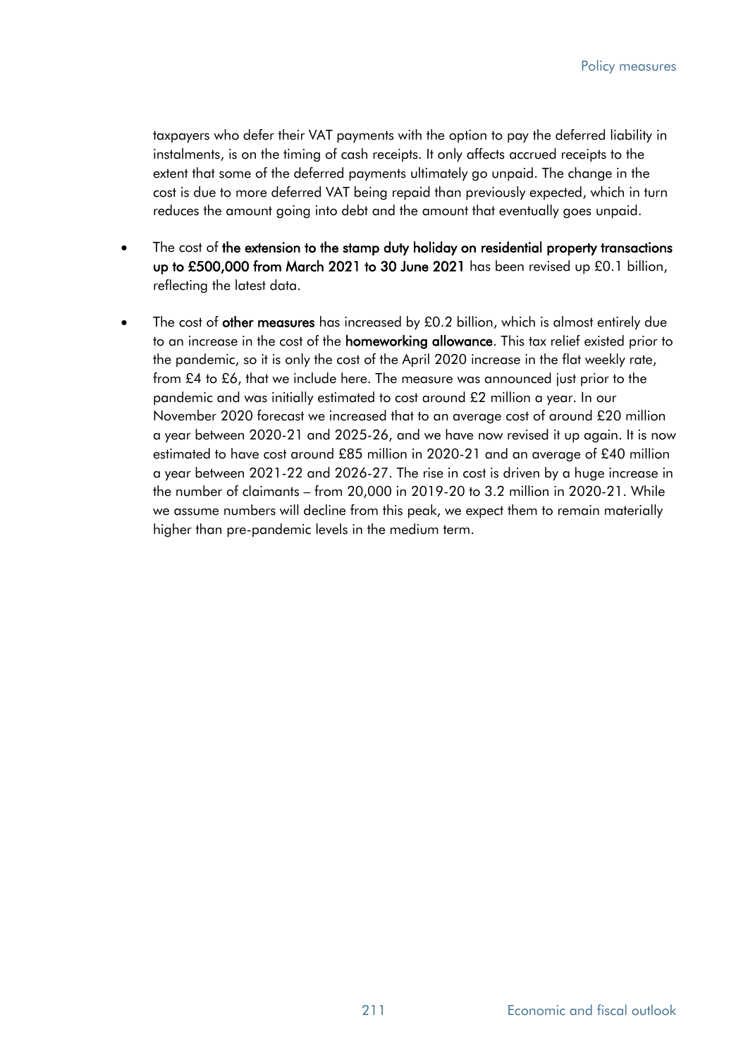taxpayers who defer their VAT payments with the option to pay the deferred liability in instalments, is on the timing of cash receipts. It only affects accrued receipts to the extent that some of the deferred payments ultimately go unpaid. The change in the cost is due to more deferred VAT being repaid than previously expected, which in turn reduces the amount going into debt and the amount that eventually goes unpaid.

- The cost of **the extension to the stamp duty holiday on residential property transactions up to £500,000 from March 2021 to 30 June 2021** has been revised up £0.1 billion, reflecting the latest data.
- The cost of **other measures** has increased by £0.2 billion, which is almost entirely due to an increase in the cost of the **homeworking allowance**. This tax relief existed prior to the pandemic, so it is only the cost of the April 2020 increase in the flat weekly rate, from £4 to £6, that we include here. The measure was announced just prior to the pandemic and was initially estimated to cost around £2 million a year. In our November 2020 forecast we increased that to an average cost of around £20 million a year between 2020-21 and 2025-26, and we have now revised it up again. It is now estimated to have cost around £85 million in 2020-21 and an average of £40 million a year between 2021-22 and 2026-27. The rise in cost is driven by a huge increase in the number of claimants – from 20,000 in 2019-20 to 3.2 million in 2020-21. While we assume numbers will decline from this peak, we expect them to remain materially higher than pre-pandemic levels in the medium term.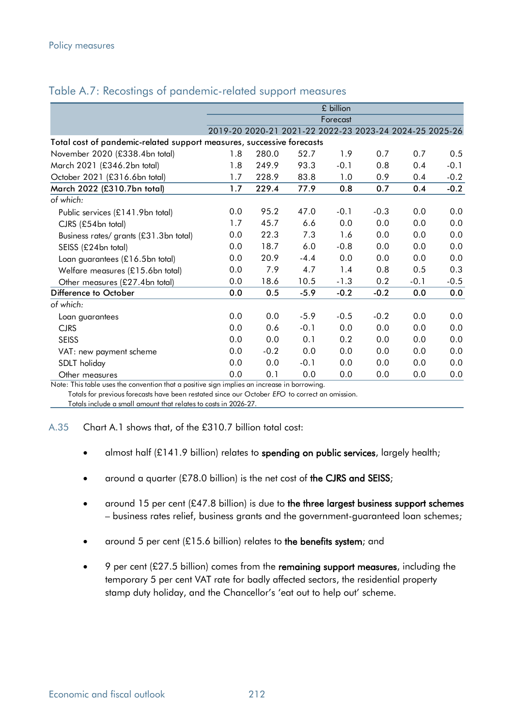## Table A.7: Recostings of pandemic-related support measures

| | £ billion | | | | | | |
|---|---|---|---|---|---|---|---|
| | Forecast | | | | | | |
| | 2019-20 | 2020-21 | 2021-22 | 2022-23 | 2023-24 | 2024-25 | 2025-26 |
| **Total cost of pandemic-related support measures, successive forecasts** | | | | | | | |
| November 2020 (£338.4bn total) | 1.8 | 280.0 | 52.7 | 1.9 | 0.7 | 0.7 | 0.5 |
| March 2021 (£346.2bn total) | 1.8 | 249.9 | 93.3 | -0.1 | 0.8 | 0.4 | -0.1 |
| October 2021 (£316.6bn total) | 1.7 | 228.9 | 83.8 | 1.0 | 0.9 | 0.4 | -0.2 |
| **March 2022 (£310.7bn total)** | **1.7** | **229.4** | **77.9** | **0.8** | **0.7** | **0.4** | **-0.2** |
| *of which:* | | | | | | | |
| Public services (£141.9bn total) | 0.0 | 95.2 | 47.0 | -0.1 | -0.3 | 0.0 | 0.0 |
| CJRS (£54bn total) | 1.7 | 45.7 | 6.6 | 0.0 | 0.0 | 0.0 | 0.0 |
| Business rates/ grants (£31.3bn total) | 0.0 | 22.3 | 7.3 | 1.6 | 0.0 | 0.0 | 0.0 |
| SEISS (£24bn total) | 0.0 | 18.7 | 6.0 | -0.8 | 0.0 | 0.0 | 0.0 |
| Loan guarantees (£16.5bn total) | 0.0 | 20.9 | -4.4 | 0.0 | 0.0 | 0.0 | 0.0 |
| Welfare measures (£15.6bn total) | 0.0 | 7.9 | 4.7 | 1.4 | 0.8 | 0.5 | 0.3 |
| Other measures (£27.4bn total) | 0.0 | 18.6 | 10.5 | -1.3 | 0.2 | -0.1 | -0.5 |
| **Difference to October** | **0.0** | **0.5** | **-5.9** | **-0.2** | **-0.2** | **0.0** | **0.0** |
| *of which:* | | | | | | | |
| Loan guarantees | 0.0 | 0.0 | -5.9 | -0.5 | -0.2 | 0.0 | 0.0 |
| CJRS | 0.0 | 0.6 | -0.1 | 0.0 | 0.0 | 0.0 | 0.0 |
| SEISS | 0.0 | 0.0 | 0.1 | 0.2 | 0.0 | 0.0 | 0.0 |
| VAT: new payment scheme | 0.0 | -0.2 | 0.0 | 0.0 | 0.0 | 0.0 | 0.0 |
| SDLT holiday | 0.0 | 0.0 | -0.1 | 0.0 | 0.0 | 0.0 | 0.0 |
| Other measures | 0.0 | 0.1 | 0.0 | 0.0 | 0.0 | 0.0 | 0.0 |

Note: This table uses the convention that a positive sign implies an increase in borrowing.
Totals for previous forecasts have been restated since our October *EFO* to correct an omission.
Totals include a small amount that relates to costs in 2026-27.

A.35 Chart A.1 shows that, of the £310.7 billion total cost:

- almost half (£141.9 billion) relates to **spending on public services**, largely health;
- around a quarter (£78.0 billion) is the net cost of **the CJRS and SEISS**;
- around 15 per cent (£47.8 billion) is due to **the three largest business support schemes** – business rates relief, business grants and the government-guaranteed loan schemes;
- around 5 per cent (£15.6 billion) relates to **the benefits system**; and
- 9 per cent (£27.5 billion) comes from the **remaining support measures**, including the temporary 5 per cent VAT rate for badly affected sectors, the residential property stamp duty holiday, and the Chancellor's 'eat out to help out' scheme.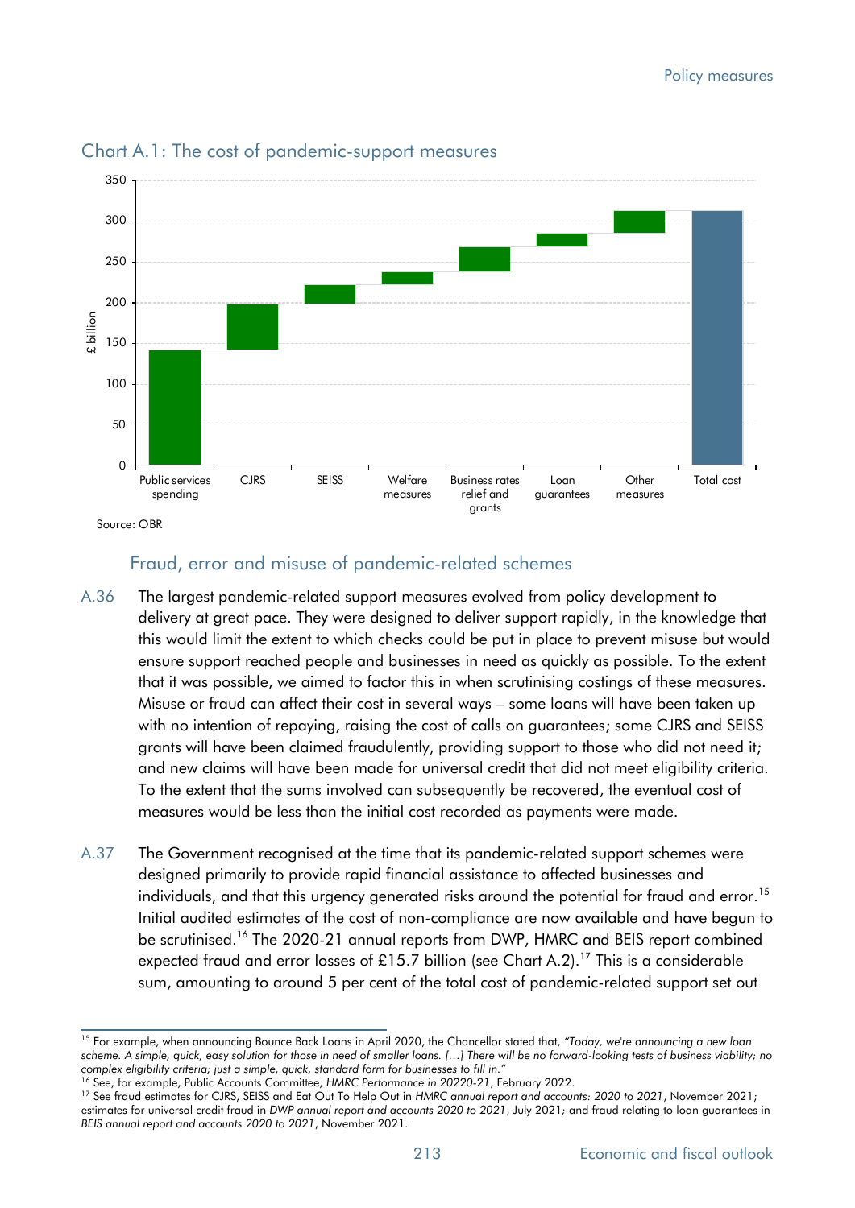## Chart A.1: The cost of pandemic-support measures

Source: OBR

### Fraud, error and misuse of pandemic-related schemes

A.36 The largest pandemic-related support measures evolved from policy development to delivery at great pace. They were designed to deliver support rapidly, in the knowledge that this would limit the extent to which checks could be put in place to prevent misuse but would ensure support reached people and businesses in need as quickly as possible. To the extent that it was possible, we aimed to factor this in when scrutinising costings of these measures. Misuse or fraud can affect their cost in several ways – some loans will have been taken up with no intention of repaying, raising the cost of calls on guarantees; some CJRS and SEISS grants will have been claimed fraudulently, providing support to those who did not need it; and new claims will have been made for universal credit that did not meet eligibility criteria. To the extent that the sums involved can subsequently be recovered, the eventual cost of measures would be less than the initial cost recorded as payments were made.

A.37 The Government recognised at the time that its pandemic-related support schemes were designed primarily to provide rapid financial assistance to affected businesses and individuals, and that this urgency generated risks around the potential for fraud and error.[15] Initial audited estimates of the cost of non-compliance are now available and have begun to be scrutinised.[16] The 2020-21 annual reports from DWP, HMRC and BEIS report combined expected fraud and error losses of £15.7 billion (see Chart A.2).[17] This is a considerable sum, amounting to around 5 per cent of the total cost of pandemic-related support set out

---

[15] For example, when announcing Bounce Back Loans in April 2020, the Chancellor stated that, *"Today, we're announcing a new loan scheme. A simple, quick, easy solution for those in need of smaller loans. […] There will be no forward-looking tests of business viability; no complex eligibility criteria; just a simple, quick, standard form for businesses to fill in."*

[16] See, for example, Public Accounts Committee, *HMRC Performance in 20220-21*, February 2022.

[17] See fraud estimates for CJRS, SEISS and Eat Out To Help Out in *HMRC annual report and accounts: 2020 to 2021*, November 2021; estimates for universal credit fraud in *DWP annual report and accounts 2020 to 2021*, July 2021; and fraud relating to loan guarantees in *BEIS annual report and accounts 2020 to 2021*, November 2021.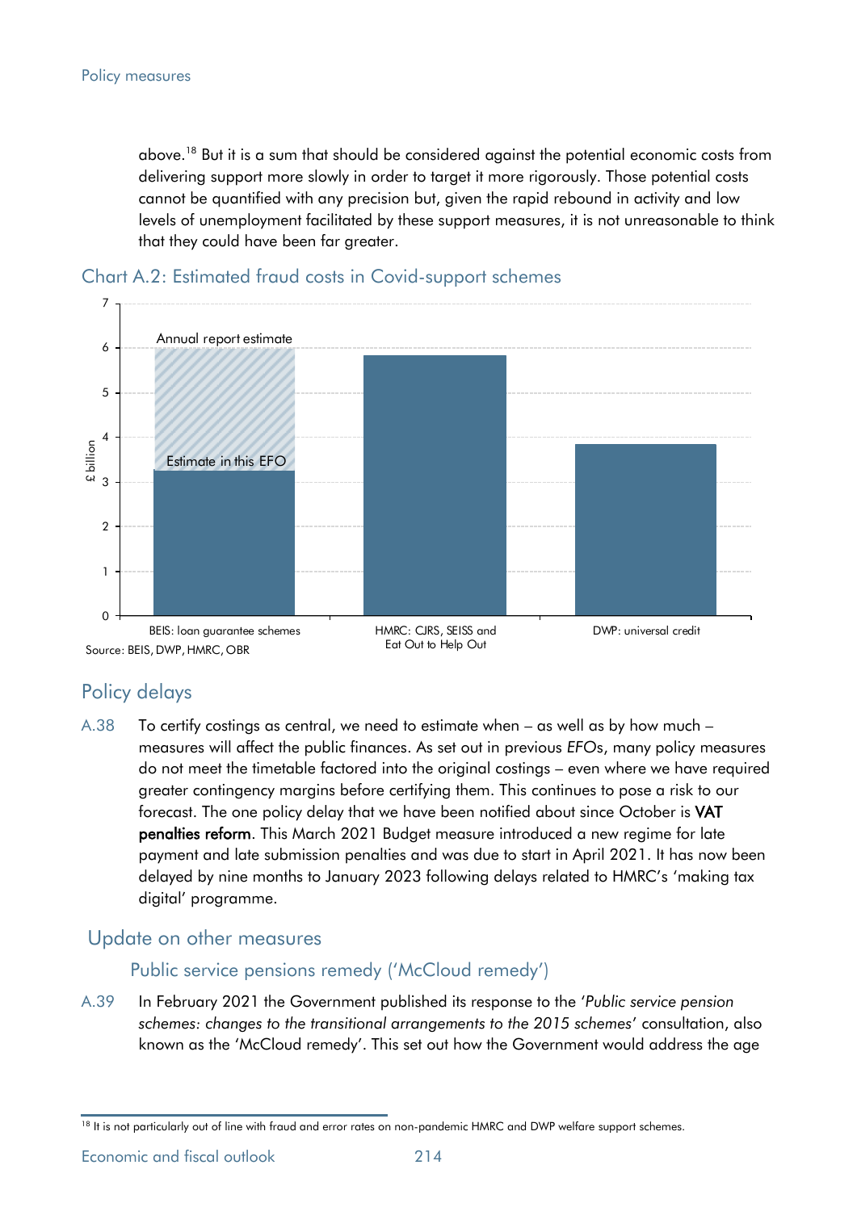above.[18] But it is a sum that should be considered against the potential economic costs from delivering support more slowly in order to target it more rigorously. Those potential costs cannot be quantified with any precision but, given the rapid rebound in activity and low levels of unemployment facilitated by these support measures, it is not unreasonable to think that they could have been far greater.

### Chart A.2: Estimated fraud costs in Covid-support schemes

Source: BEIS, DWP, HMRC, OBR

## Policy delays

A.38 To certify costings as central, we need to estimate when – as well as by how much – measures will affect the public finances. As set out in previous *EFO*s, many policy measures do not meet the timetable factored into the original costings – even where we have required greater contingency margins before certifying them. This continues to pose a risk to our forecast. The one policy delay that we have been notified about since October is **VAT penalties reform**. This March 2021 Budget measure introduced a new regime for late payment and late submission penalties and was due to start in April 2021. It has now been delayed by nine months to January 2023 following delays related to HMRC's 'making tax digital' programme.

## Update on other measures

### Public service pensions remedy ('McCloud remedy')

A.39 In February 2021 the Government published its response to the '*Public service pension schemes: changes to the transitional arrangements to the 2015 schemes*' consultation, also known as the 'McCloud remedy'. This set out how the Government would address the age

[18] It is not particularly out of line with fraud and error rates on non-pandemic HMRC and DWP welfare support schemes.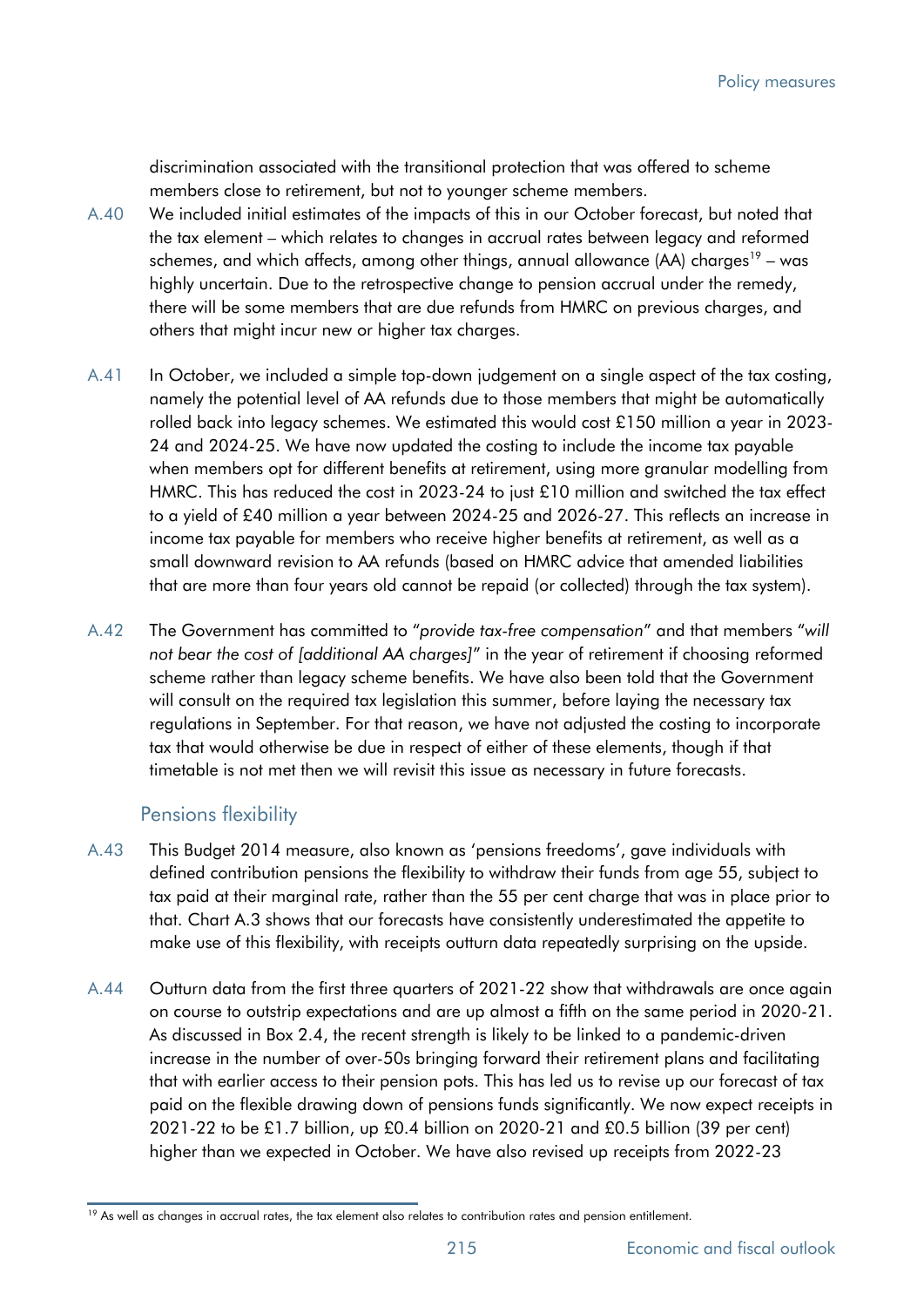discrimination associated with the transitional protection that was offered to scheme members close to retirement, but not to younger scheme members.

A.40 We included initial estimates of the impacts of this in our October forecast, but noted that the tax element – which relates to changes in accrual rates between legacy and reformed schemes, and which affects, among other things, annual allowance (AA) charges[19] – was highly uncertain. Due to the retrospective change to pension accrual under the remedy, there will be some members that are due refunds from HMRC on previous charges, and others that might incur new or higher tax charges.

A.41 In October, we included a simple top-down judgement on a single aspect of the tax costing, namely the potential level of AA refunds due to those members that might be automatically rolled back into legacy schemes. We estimated this would cost £150 million a year in 2023-24 and 2024-25. We have now updated the costing to include the income tax payable when members opt for different benefits at retirement, using more granular modelling from HMRC. This has reduced the cost in 2023-24 to just £10 million and switched the tax effect to a yield of £40 million a year between 2024-25 and 2026-27. This reflects an increase in income tax payable for members who receive higher benefits at retirement, as well as a small downward revision to AA refunds (based on HMRC advice that amended liabilities that are more than four years old cannot be repaid (or collected) through the tax system).

A.42 The Government has committed to "*provide tax-free compensation*" and that members "*will not bear the cost of [additional AA charges]*" in the year of retirement if choosing reformed scheme rather than legacy scheme benefits. We have also been told that the Government will consult on the required tax legislation this summer, before laying the necessary tax regulations in September. For that reason, we have not adjusted the costing to incorporate tax that would otherwise be due in respect of either of these elements, though if that timetable is not met then we will revisit this issue as necessary in future forecasts.

### Pensions flexibility

A.43 This Budget 2014 measure, also known as 'pensions freedoms', gave individuals with defined contribution pensions the flexibility to withdraw their funds from age 55, subject to tax paid at their marginal rate, rather than the 55 per cent charge that was in place prior to that. Chart A.3 shows that our forecasts have consistently underestimated the appetite to make use of this flexibility, with receipts outturn data repeatedly surprising on the upside.

A.44 Outturn data from the first three quarters of 2021-22 show that withdrawals are once again on course to outstrip expectations and are up almost a fifth on the same period in 2020-21. As discussed in Box 2.4, the recent strength is likely to be linked to a pandemic-driven increase in the number of over-50s bringing forward their retirement plans and facilitating that with earlier access to their pension pots. This has led us to revise up our forecast of tax paid on the flexible drawing down of pensions funds significantly. We now expect receipts in 2021-22 to be £1.7 billion, up £0.4 billion on 2020-21 and £0.5 billion (39 per cent) higher than we expected in October. We have also revised up receipts from 2022-23

[19] As well as changes in accrual rates, the tax element also relates to contribution rates and pension entitlement.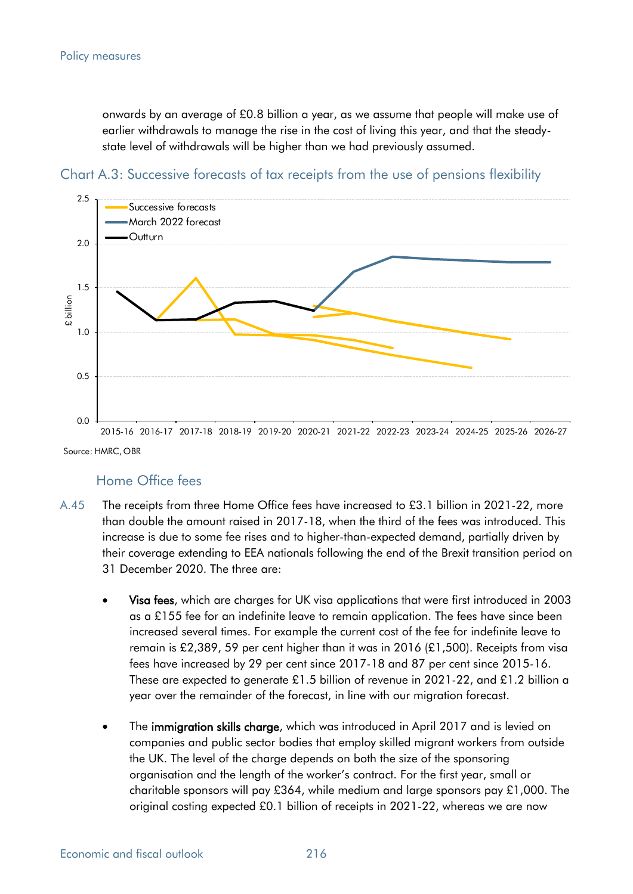onwards by an average of £0.8 billion a year, as we assume that people will make use of earlier withdrawals to manage the rise in the cost of living this year, and that the steady-state level of withdrawals will be higher than we had previously assumed.

Chart A.3: Successive forecasts of tax receipts from the use of pensions flexibility

Source: HMRC, OBR

## Home Office fees

A.45 The receipts from three Home Office fees have increased to £3.1 billion in 2021-22, more than double the amount raised in 2017-18, when the third of the fees was introduced. This increase is due to some fee rises and to higher-than-expected demand, partially driven by their coverage extending to EEA nationals following the end of the Brexit transition period on 31 December 2020. The three are:

- **Visa fees**, which are charges for UK visa applications that were first introduced in 2003 as a £155 fee for an indefinite leave to remain application. The fees have since been increased several times. For example the current cost of the fee for indefinite leave to remain is £2,389, 59 per cent higher than it was in 2016 (£1,500). Receipts from visa fees have increased by 29 per cent since 2017-18 and 87 per cent since 2015-16. These are expected to generate £1.5 billion of revenue in 2021-22, and £1.2 billion a year over the remainder of the forecast, in line with our migration forecast.

- The **immigration skills charge**, which was introduced in April 2017 and is levied on companies and public sector bodies that employ skilled migrant workers from outside the UK. The level of the charge depends on both the size of the sponsoring organisation and the length of the worker's contract. For the first year, small or charitable sponsors will pay £364, while medium and large sponsors pay £1,000. The original costing expected £0.1 billion of receipts in 2021-22, whereas we are now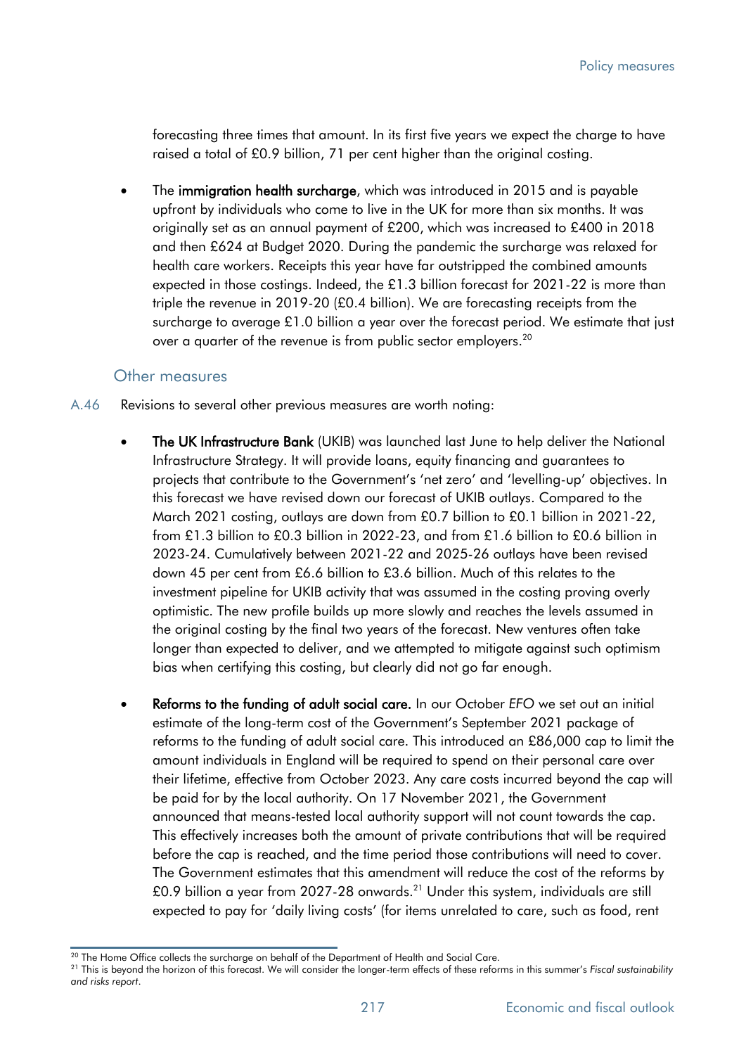forecasting three times that amount. In its first five years we expect the charge to have raised a total of £0.9 billion, 71 per cent higher than the original costing.

- The **immigration health surcharge**, which was introduced in 2015 and is payable upfront by individuals who come to live in the UK for more than six months. It was originally set as an annual payment of £200, which was increased to £400 in 2018 and then £624 at Budget 2020. During the pandemic the surcharge was relaxed for health care workers. Receipts this year have far outstripped the combined amounts expected in those costings. Indeed, the £1.3 billion forecast for 2021-22 is more than triple the revenue in 2019-20 (£0.4 billion). We are forecasting receipts from the surcharge to average £1.0 billion a year over the forecast period. We estimate that just over a quarter of the revenue is from public sector employers.[20]

### Other measures

A.46 Revisions to several other previous measures are worth noting:

- **The UK Infrastructure Bank** (UKIB) was launched last June to help deliver the National Infrastructure Strategy. It will provide loans, equity financing and guarantees to projects that contribute to the Government's 'net zero' and 'levelling-up' objectives. In this forecast we have revised down our forecast of UKIB outlays. Compared to the March 2021 costing, outlays are down from £0.7 billion to £0.1 billion in 2021-22, from £1.3 billion to £0.3 billion in 2022-23, and from £1.6 billion to £0.6 billion in 2023-24. Cumulatively between 2021-22 and 2025-26 outlays have been revised down 45 per cent from £6.6 billion to £3.6 billion. Much of this relates to the investment pipeline for UKIB activity that was assumed in the costing proving overly optimistic. The new profile builds up more slowly and reaches the levels assumed in the original costing by the final two years of the forecast. New ventures often take longer than expected to deliver, and we attempted to mitigate against such optimism bias when certifying this costing, but clearly did not go far enough.

- **Reforms to the funding of adult social care.** In our October *EFO* we set out an initial estimate of the long-term cost of the Government's September 2021 package of reforms to the funding of adult social care. This introduced an £86,000 cap to limit the amount individuals in England will be required to spend on their personal care over their lifetime, effective from October 2023. Any care costs incurred beyond the cap will be paid for by the local authority. On 17 November 2021, the Government announced that means-tested local authority support will not count towards the cap. This effectively increases both the amount of private contributions that will be required before the cap is reached, and the time period those contributions will need to cover. The Government estimates that this amendment will reduce the cost of the reforms by £0.9 billion a year from 2027-28 onwards.[21] Under this system, individuals are still expected to pay for 'daily living costs' (for items unrelated to care, such as food, rent

---

[20] The Home Office collects the surcharge on behalf of the Department of Health and Social Care.

[21] This is beyond the horizon of this forecast. We will consider the longer-term effects of these reforms in this summer's *Fiscal sustainability and risks report*.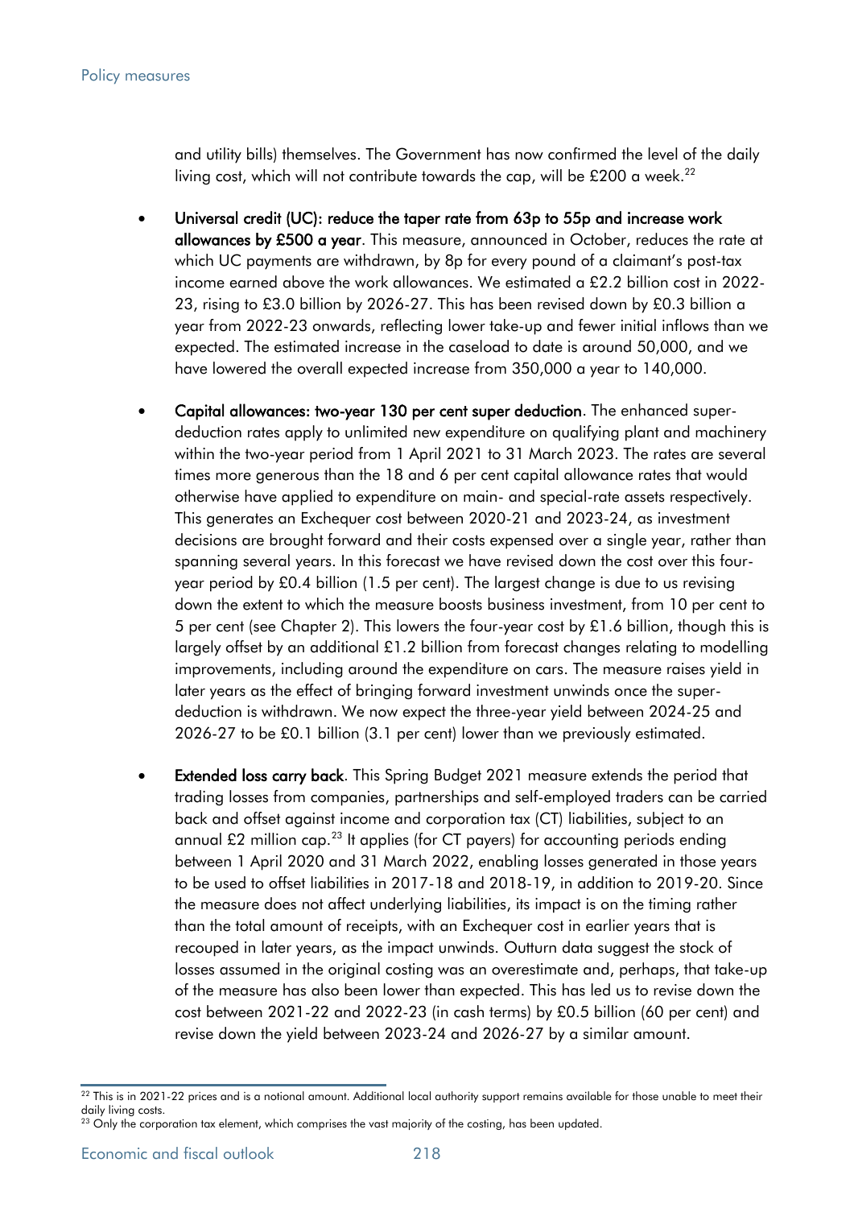and utility bills) themselves. The Government has now confirmed the level of the daily living cost, which will not contribute towards the cap, will be £200 a week.[22]

- **Universal credit (UC): reduce the taper rate from 63p to 55p and increase work allowances by £500 a year**. This measure, announced in October, reduces the rate at which UC payments are withdrawn, by 8p for every pound of a claimant's post-tax income earned above the work allowances. We estimated a £2.2 billion cost in 2022-23, rising to £3.0 billion by 2026-27. This has been revised down by £0.3 billion a year from 2022-23 onwards, reflecting lower take-up and fewer initial inflows than we expected. The estimated increase in the caseload to date is around 50,000, and we have lowered the overall expected increase from 350,000 a year to 140,000.

- **Capital allowances: two-year 130 per cent super deduction**. The enhanced super-deduction rates apply to unlimited new expenditure on qualifying plant and machinery within the two-year period from 1 April 2021 to 31 March 2023. The rates are several times more generous than the 18 and 6 per cent capital allowance rates that would otherwise have applied to expenditure on main- and special-rate assets respectively. This generates an Exchequer cost between 2020-21 and 2023-24, as investment decisions are brought forward and their costs expensed over a single year, rather than spanning several years. In this forecast we have revised down the cost over this four-year period by £0.4 billion (1.5 per cent). The largest change is due to us revising down the extent to which the measure boosts business investment, from 10 per cent to 5 per cent (see Chapter 2). This lowers the four-year cost by £1.6 billion, though this is largely offset by an additional £1.2 billion from forecast changes relating to modelling improvements, including around the expenditure on cars. The measure raises yield in later years as the effect of bringing forward investment unwinds once the super-deduction is withdrawn. We now expect the three-year yield between 2024-25 and 2026-27 to be £0.1 billion (3.1 per cent) lower than we previously estimated.

- **Extended loss carry back**. This Spring Budget 2021 measure extends the period that trading losses from companies, partnerships and self-employed traders can be carried back and offset against income and corporation tax (CT) liabilities, subject to an annual £2 million cap.[23] It applies (for CT payers) for accounting periods ending between 1 April 2020 and 31 March 2022, enabling losses generated in those years to be used to offset liabilities in 2017-18 and 2018-19, in addition to 2019-20. Since the measure does not affect underlying liabilities, its impact is on the timing rather than the total amount of receipts, with an Exchequer cost in earlier years that is recouped in later years, as the impact unwinds. Outturn data suggest the stock of losses assumed in the original costing was an overestimate and, perhaps, that take-up of the measure has also been lower than expected. This has led us to revise down the cost between 2021-22 and 2022-23 (in cash terms) by £0.5 billion (60 per cent) and revise down the yield between 2023-24 and 2026-27 by a similar amount.

---

[22] This is in 2021-22 prices and is a notional amount. Additional local authority support remains available for those unable to meet their daily living costs.

[23] Only the corporation tax element, which comprises the vast majority of the costing, has been updated.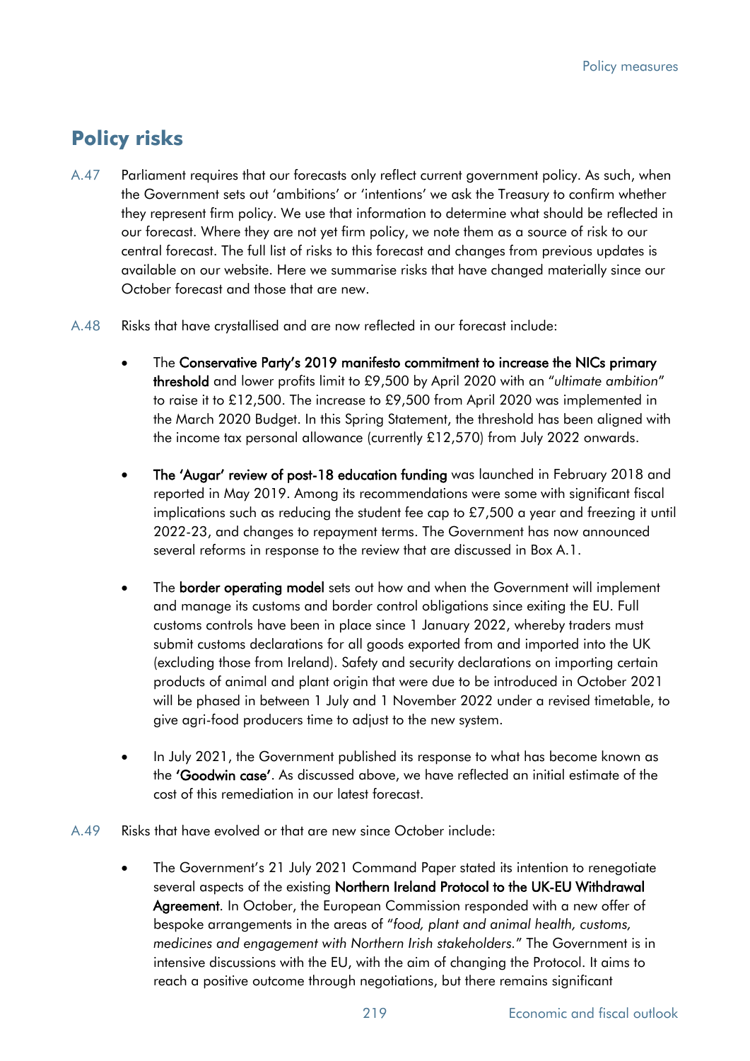## Policy risks

A.47 Parliament requires that our forecasts only reflect current government policy. As such, when the Government sets out 'ambitions' or 'intentions' we ask the Treasury to confirm whether they represent firm policy. We use that information to determine what should be reflected in our forecast. Where they are not yet firm policy, we note them as a source of risk to our central forecast. The full list of risks to this forecast and changes from previous updates is available on our website. Here we summarise risks that have changed materially since our October forecast and those that are new.

A.48 Risks that have crystallised and are now reflected in our forecast include:

- The **Conservative Party's 2019 manifesto commitment to increase the NICs primary threshold** and lower profits limit to £9,500 by April 2020 with an "*ultimate ambition*" to raise it to £12,500. The increase to £9,500 from April 2020 was implemented in the March 2020 Budget. In this Spring Statement, the threshold has been aligned with the income tax personal allowance (currently £12,570) from July 2022 onwards.
- **The 'Augar' review of post-18 education funding** was launched in February 2018 and reported in May 2019. Among its recommendations were some with significant fiscal implications such as reducing the student fee cap to £7,500 a year and freezing it until 2022-23, and changes to repayment terms. The Government has now announced several reforms in response to the review that are discussed in Box A.1.
- The **border operating model** sets out how and when the Government will implement and manage its customs and border control obligations since exiting the EU. Full customs controls have been in place since 1 January 2022, whereby traders must submit customs declarations for all goods exported from and imported into the UK (excluding those from Ireland). Safety and security declarations on importing certain products of animal and plant origin that were due to be introduced in October 2021 will be phased in between 1 July and 1 November 2022 under a revised timetable, to give agri-food producers time to adjust to the new system.
- In July 2021, the Government published its response to what has become known as the **'Goodwin case'**. As discussed above, we have reflected an initial estimate of the cost of this remediation in our latest forecast.

A.49 Risks that have evolved or that are new since October include:

- The Government's 21 July 2021 Command Paper stated its intention to renegotiate several aspects of the existing **Northern Ireland Protocol to the UK-EU Withdrawal Agreement**. In October, the European Commission responded with a new offer of bespoke arrangements in the areas of "*food, plant and animal health, customs, medicines and engagement with Northern Irish stakeholders.*" The Government is in intensive discussions with the EU, with the aim of changing the Protocol. It aims to reach a positive outcome through negotiations, but there remains significant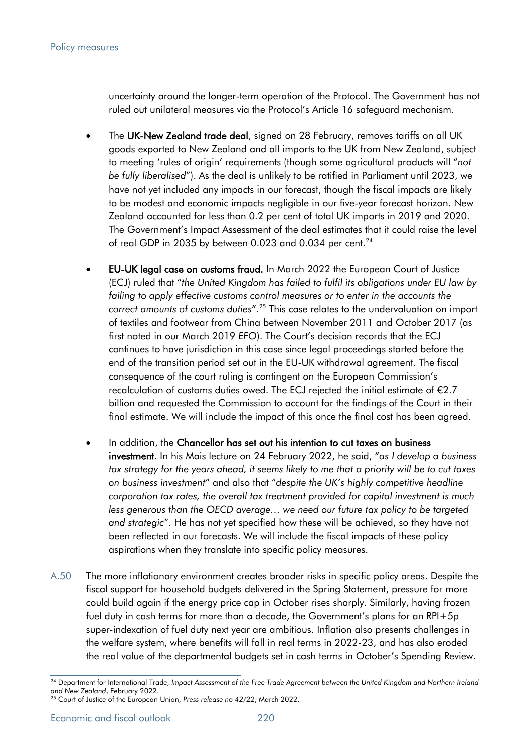uncertainty around the longer-term operation of the Protocol. The Government has not ruled out unilateral measures via the Protocol's Article 16 safeguard mechanism.

- The **UK-New Zealand trade deal**, signed on 28 February, removes tariffs on all UK goods exported to New Zealand and all imports to the UK from New Zealand, subject to meeting 'rules of origin' requirements (though some agricultural products will "*not be fully liberalised*"). As the deal is unlikely to be ratified in Parliament until 2023, we have not yet included any impacts in our forecast, though the fiscal impacts are likely to be modest and economic impacts negligible in our five-year forecast horizon. New Zealand accounted for less than 0.2 per cent of total UK imports in 2019 and 2020. The Government's Impact Assessment of the deal estimates that it could raise the level of real GDP in 2035 by between 0.023 and 0.034 per cent.[24]

- **EU-UK legal case on customs fraud.** In March 2022 the European Court of Justice (ECJ) ruled that "*the United Kingdom has failed to fulfil its obligations under EU law by failing to apply effective customs control measures or to enter in the accounts the correct amounts of customs duties*".[25] This case relates to the undervaluation on import of textiles and footwear from China between November 2011 and October 2017 (as first noted in our March 2019 *EFO*). The Court's decision records that the ECJ continues to have jurisdiction in this case since legal proceedings started before the end of the transition period set out in the EU-UK withdrawal agreement. The fiscal consequence of the court ruling is contingent on the European Commission's recalculation of customs duties owed. The ECJ rejected the initial estimate of €2.7 billion and requested the Commission to account for the findings of the Court in their final estimate. We will include the impact of this once the final cost has been agreed.

- In addition, the **Chancellor has set out his intention to cut taxes on business investment**. In his Mais lecture on 24 February 2022, he said, "*as I develop a business tax strategy for the years ahead, it seems likely to me that a priority will be to cut taxes on business investment*" and also that "*despite the UK's highly competitive headline corporation tax rates, the overall tax treatment provided for capital investment is much less generous than the OECD average… we need our future tax policy to be targeted and strategic*". He has not yet specified how these will be achieved, so they have not been reflected in our forecasts. We will include the fiscal impacts of these policy aspirations when they translate into specific policy measures.

A.50 The more inflationary environment creates broader risks in specific policy areas. Despite the fiscal support for household budgets delivered in the Spring Statement, pressure for more could build again if the energy price cap in October rises sharply. Similarly, having frozen fuel duty in cash terms for more than a decade, the Government's plans for an RPI+5p super-indexation of fuel duty next year are ambitious. Inflation also presents challenges in the welfare system, where benefits will fall in real terms in 2022-23, and has also eroded the real value of the departmental budgets set in cash terms in October's Spending Review.

---

[24] Department for International Trade, *Impact Assessment of the Free Trade Agreement between the United Kingdom and Northern Ireland and New Zealand*, February 2022.

[25] Court of Justice of the European Union, *Press release no 42/22*, March 2022.